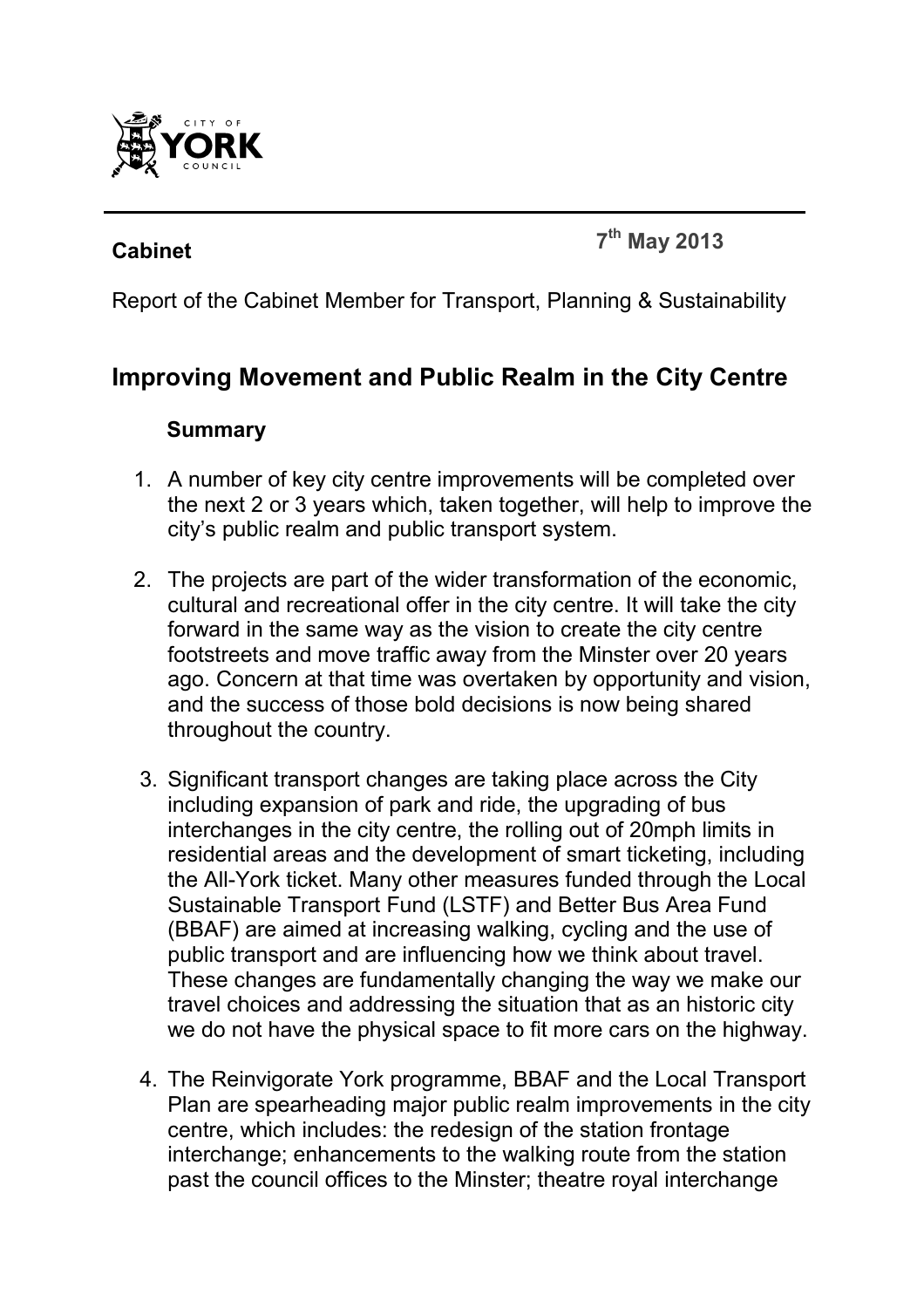**Cabinet** **7th May 2013**

Report of the Cabinet Member for Transport, Planning & Sustainability

## Improving Movement and Public Realm in the City Centre

### Summary

1. A number of key city centre improvements will be completed over the next 2 or 3 years which, taken together, will help to improve the city's public realm and public transport system.

2. The projects are part of the wider transformation of the economic, cultural and recreational offer in the city centre. It will take the city forward in the same way as the vision to create the city centre footstreets and move traffic away from the Minster over 20 years ago. Concern at that time was overtaken by opportunity and vision, and the success of those bold decisions is now being shared throughout the country.

3. Significant transport changes are taking place across the City including expansion of park and ride, the upgrading of bus interchanges in the city centre, the rolling out of 20mph limits in residential areas and the development of smart ticketing, including the All-York ticket. Many other measures funded through the Local Sustainable Transport Fund (LSTF) and Better Bus Area Fund (BBAF) are aimed at increasing walking, cycling and the use of public transport and are influencing how we think about travel. These changes are fundamentally changing the way we make our travel choices and addressing the situation that as an historic city we do not have the physical space to fit more cars on the highway.

4. The Reinvigorate York programme, BBAF and the Local Transport Plan are spearheading major public realm improvements in the city centre, which includes: the redesign of the station frontage interchange; enhancements to the walking route from the station past the council offices to the Minster; theatre royal interchange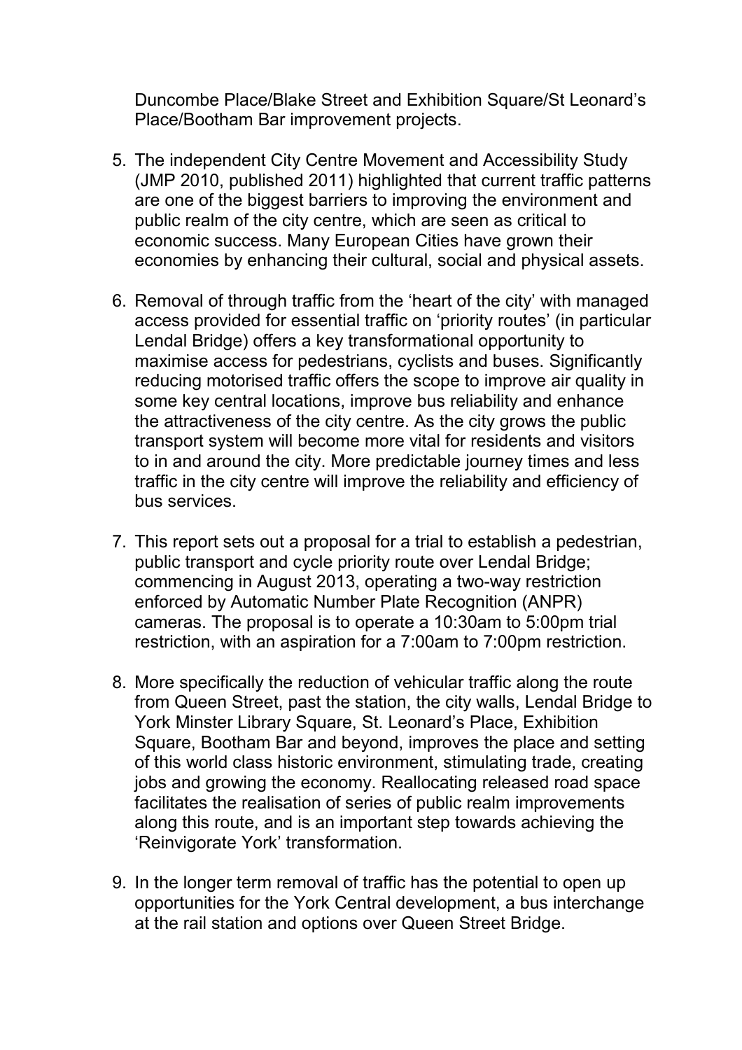Duncombe Place/Blake Street and Exhibition Square/St Leonard's Place/Bootham Bar improvement projects.

5. The independent City Centre Movement and Accessibility Study (JMP 2010, published 2011) highlighted that current traffic patterns are one of the biggest barriers to improving the environment and public realm of the city centre, which are seen as critical to economic success. Many European Cities have grown their economies by enhancing their cultural, social and physical assets.

6. Removal of through traffic from the 'heart of the city' with managed access provided for essential traffic on 'priority routes' (in particular Lendal Bridge) offers a key transformational opportunity to maximise access for pedestrians, cyclists and buses. Significantly reducing motorised traffic offers the scope to improve air quality in some key central locations, improve bus reliability and enhance the attractiveness of the city centre. As the city grows the public transport system will become more vital for residents and visitors to in and around the city. More predictable journey times and less traffic in the city centre will improve the reliability and efficiency of bus services.

7. This report sets out a proposal for a trial to establish a pedestrian, public transport and cycle priority route over Lendal Bridge; commencing in August 2013, operating a two-way restriction enforced by Automatic Number Plate Recognition (ANPR) cameras. The proposal is to operate a 10:30am to 5:00pm trial restriction, with an aspiration for a 7:00am to 7:00pm restriction.

8. More specifically the reduction of vehicular traffic along the route from Queen Street, past the station, the city walls, Lendal Bridge to York Minster Library Square, St. Leonard's Place, Exhibition Square, Bootham Bar and beyond, improves the place and setting of this world class historic environment, stimulating trade, creating jobs and growing the economy. Reallocating released road space facilitates the realisation of series of public realm improvements along this route, and is an important step towards achieving the 'Reinvigorate York' transformation.

9. In the longer term removal of traffic has the potential to open up opportunities for the York Central development, a bus interchange at the rail station and options over Queen Street Bridge.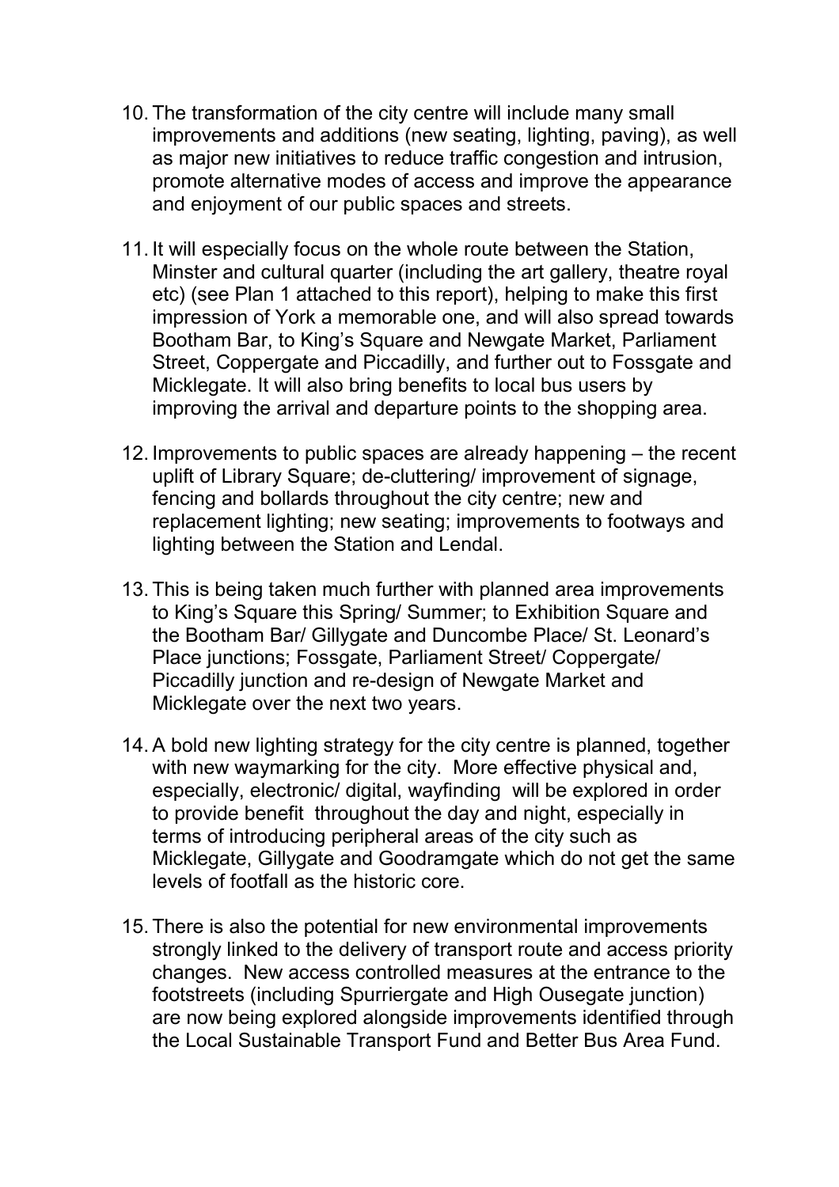10. The transformation of the city centre will include many small improvements and additions (new seating, lighting, paving), as well as major new initiatives to reduce traffic congestion and intrusion, promote alternative modes of access and improve the appearance and enjoyment of our public spaces and streets.

11. It will especially focus on the whole route between the Station, Minster and cultural quarter (including the art gallery, theatre royal etc) (see Plan 1 attached to this report), helping to make this first impression of York a memorable one, and will also spread towards Bootham Bar, to King's Square and Newgate Market, Parliament Street, Coppergate and Piccadilly, and further out to Fossgate and Micklegate. It will also bring benefits to local bus users by improving the arrival and departure points to the shopping area.

12. Improvements to public spaces are already happening – the recent uplift of Library Square; de-cluttering/ improvement of signage, fencing and bollards throughout the city centre; new and replacement lighting; new seating; improvements to footways and lighting between the Station and Lendal.

13. This is being taken much further with planned area improvements to King's Square this Spring/ Summer; to Exhibition Square and the Bootham Bar/ Gillygate and Duncombe Place/ St. Leonard's Place junctions; Fossgate, Parliament Street/ Coppergate/ Piccadilly junction and re-design of Newgate Market and Micklegate over the next two years.

14. A bold new lighting strategy for the city centre is planned, together with new waymarking for the city. More effective physical and, especially, electronic/ digital, wayfinding will be explored in order to provide benefit throughout the day and night, especially in terms of introducing peripheral areas of the city such as Micklegate, Gillygate and Goodramgate which do not get the same levels of footfall as the historic core.

15. There is also the potential for new environmental improvements strongly linked to the delivery of transport route and access priority changes. New access controlled measures at the entrance to the footstreets (including Spurriergate and High Ousegate junction) are now being explored alongside improvements identified through the Local Sustainable Transport Fund and Better Bus Area Fund.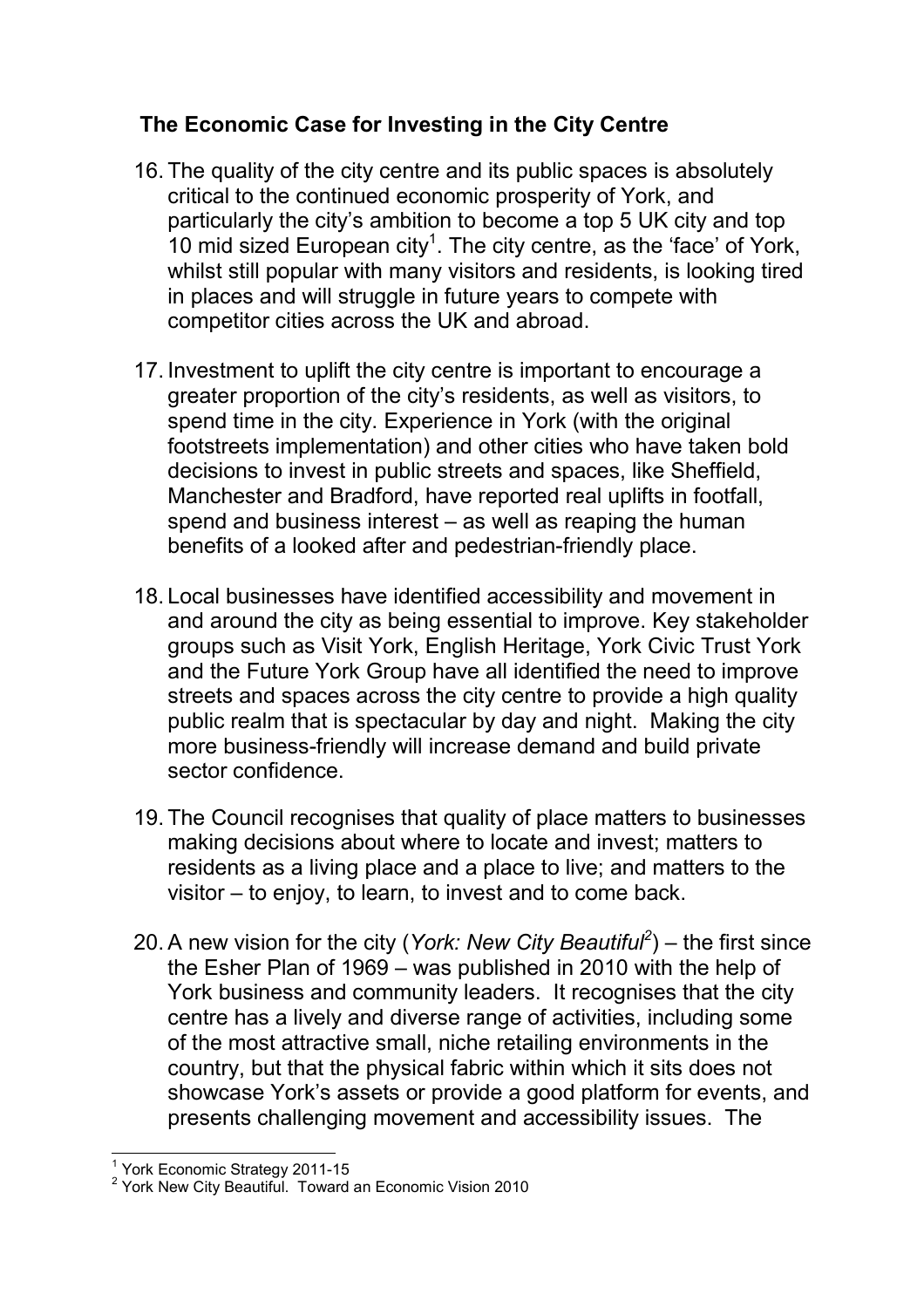## The Economic Case for Investing in the City Centre

16. The quality of the city centre and its public spaces is absolutely critical to the continued economic prosperity of York, and particularly the city's ambition to become a top 5 UK city and top 10 mid sized European city[1]. The city centre, as the 'face' of York, whilst still popular with many visitors and residents, is looking tired in places and will struggle in future years to compete with competitor cities across the UK and abroad.

17. Investment to uplift the city centre is important to encourage a greater proportion of the city's residents, as well as visitors, to spend time in the city. Experience in York (with the original footstreets implementation) and other cities who have taken bold decisions to invest in public streets and spaces, like Sheffield, Manchester and Bradford, have reported real uplifts in footfall, spend and business interest – as well as reaping the human benefits of a looked after and pedestrian-friendly place.

18. Local businesses have identified accessibility and movement in and around the city as being essential to improve. Key stakeholder groups such as Visit York, English Heritage, York Civic Trust York and the Future York Group have all identified the need to improve streets and spaces across the city centre to provide a high quality public realm that is spectacular by day and night. Making the city more business-friendly will increase demand and build private sector confidence.

19. The Council recognises that quality of place matters to businesses making decisions about where to locate and invest; matters to residents as a living place and a place to live; and matters to the visitor – to enjoy, to learn, to invest and to come back.

20. A new vision for the city (*York: New City Beautiful*[2]) – the first since the Esher Plan of 1969 – was published in 2010 with the help of York business and community leaders. It recognises that the city centre has a lively and diverse range of activities, including some of the most attractive small, niche retailing environments in the country, but that the physical fabric within which it sits does not showcase York's assets or provide a good platform for events, and presents challenging movement and accessibility issues. The

[1] York Economic Strategy 2011-15

[2] York New City Beautiful. Toward an Economic Vision 2010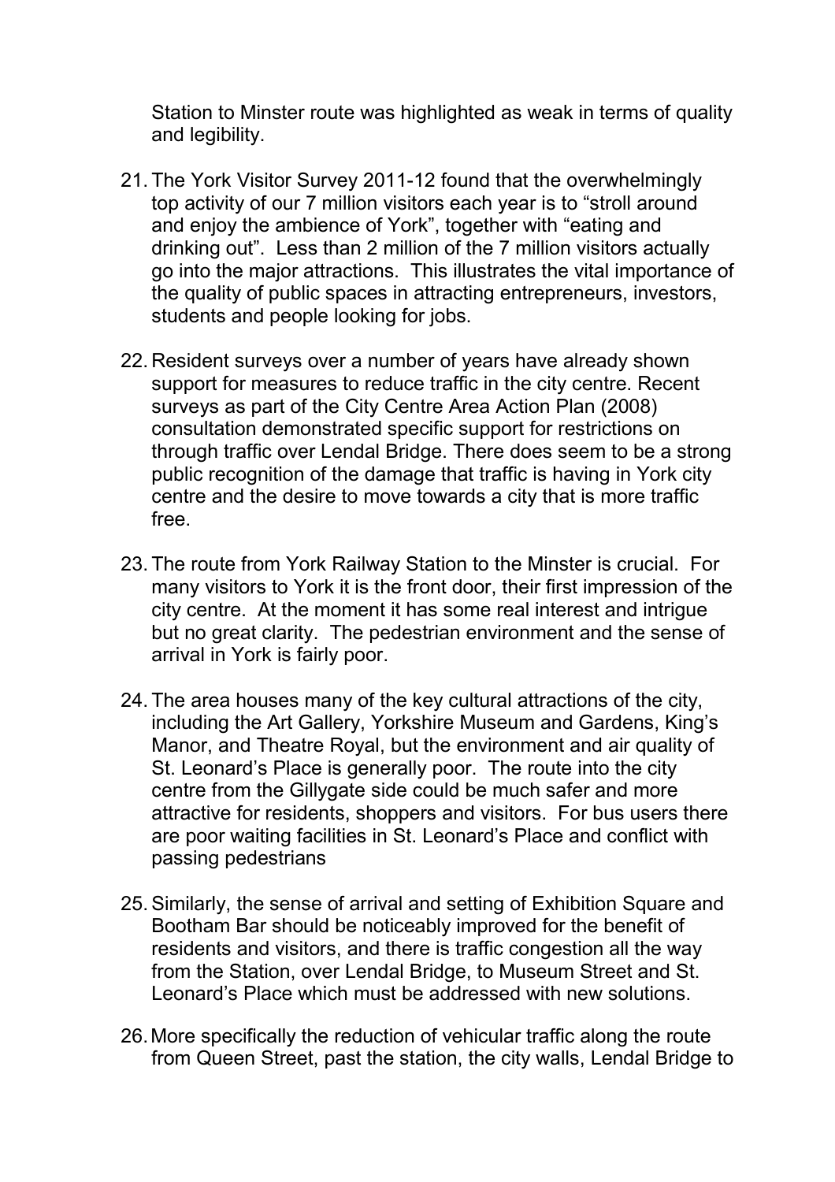Station to Minster route was highlighted as weak in terms of quality and legibility.

21. The York Visitor Survey 2011-12 found that the overwhelmingly top activity of our 7 million visitors each year is to "stroll around and enjoy the ambience of York", together with "eating and drinking out". Less than 2 million of the 7 million visitors actually go into the major attractions. This illustrates the vital importance of the quality of public spaces in attracting entrepreneurs, investors, students and people looking for jobs.

22. Resident surveys over a number of years have already shown support for measures to reduce traffic in the city centre. Recent surveys as part of the City Centre Area Action Plan (2008) consultation demonstrated specific support for restrictions on through traffic over Lendal Bridge. There does seem to be a strong public recognition of the damage that traffic is having in York city centre and the desire to move towards a city that is more traffic free.

23. The route from York Railway Station to the Minster is crucial. For many visitors to York it is the front door, their first impression of the city centre. At the moment it has some real interest and intrigue but no great clarity. The pedestrian environment and the sense of arrival in York is fairly poor.

24. The area houses many of the key cultural attractions of the city, including the Art Gallery, Yorkshire Museum and Gardens, King's Manor, and Theatre Royal, but the environment and air quality of St. Leonard's Place is generally poor. The route into the city centre from the Gillygate side could be much safer and more attractive for residents, shoppers and visitors. For bus users there are poor waiting facilities in St. Leonard's Place and conflict with passing pedestrians

25. Similarly, the sense of arrival and setting of Exhibition Square and Bootham Bar should be noticeably improved for the benefit of residents and visitors, and there is traffic congestion all the way from the Station, over Lendal Bridge, to Museum Street and St. Leonard's Place which must be addressed with new solutions.

26. More specifically the reduction of vehicular traffic along the route from Queen Street, past the station, the city walls, Lendal Bridge to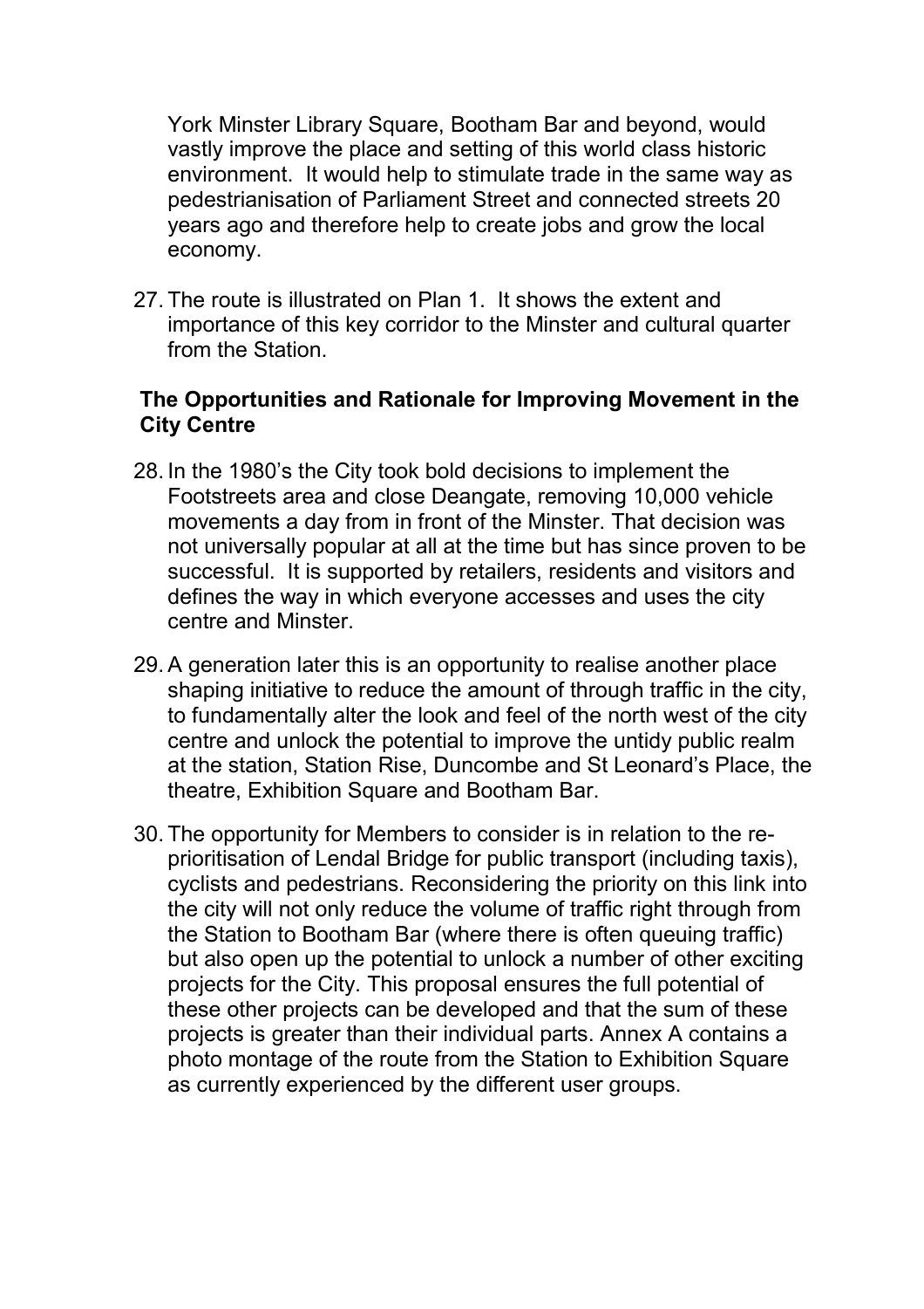York Minster Library Square, Bootham Bar and beyond, would vastly improve the place and setting of this world class historic environment. It would help to stimulate trade in the same way as pedestrianisation of Parliament Street and connected streets 20 years ago and therefore help to create jobs and grow the local economy.

27. The route is illustrated on Plan 1. It shows the extent and importance of this key corridor to the Minster and cultural quarter from the Station.

**The Opportunities and Rationale for Improving Movement in the City Centre**

28. In the 1980's the City took bold decisions to implement the Footstreets area and close Deangate, removing 10,000 vehicle movements a day from in front of the Minster. That decision was not universally popular at all at the time but has since proven to be successful. It is supported by retailers, residents and visitors and defines the way in which everyone accesses and uses the city centre and Minster.

29. A generation later this is an opportunity to realise another place shaping initiative to reduce the amount of through traffic in the city, to fundamentally alter the look and feel of the north west of the city centre and unlock the potential to improve the untidy public realm at the station, Station Rise, Duncombe and St Leonard's Place, the theatre, Exhibition Square and Bootham Bar.

30. The opportunity for Members to consider is in relation to the re-prioritisation of Lendal Bridge for public transport (including taxis), cyclists and pedestrians. Reconsidering the priority on this link into the city will not only reduce the volume of traffic right through from the Station to Bootham Bar (where there is often queuing traffic) but also open up the potential to unlock a number of other exciting projects for the City. This proposal ensures the full potential of these other projects can be developed and that the sum of these projects is greater than their individual parts. Annex A contains a photo montage of the route from the Station to Exhibition Square as currently experienced by the different user groups.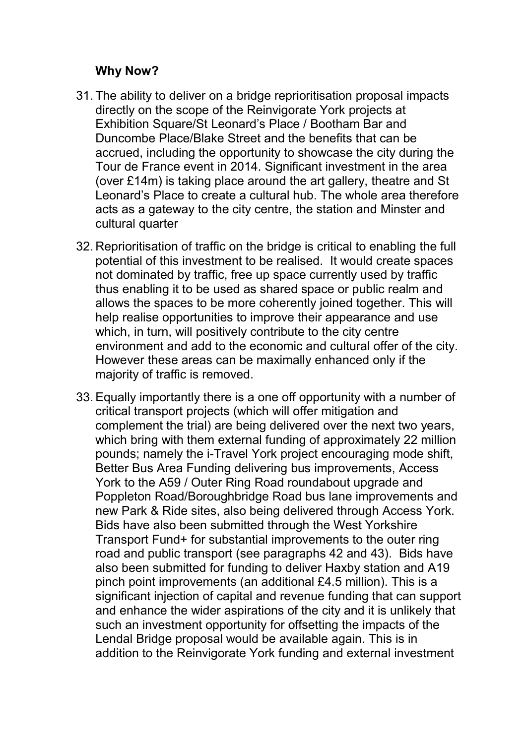**Why Now?**

31. The ability to deliver on a bridge reprioritisation proposal impacts directly on the scope of the Reinvigorate York projects at Exhibition Square/St Leonard's Place / Bootham Bar and Duncombe Place/Blake Street and the benefits that can be accrued, including the opportunity to showcase the city during the Tour de France event in 2014. Significant investment in the area (over £14m) is taking place around the art gallery, theatre and St Leonard's Place to create a cultural hub. The whole area therefore acts as a gateway to the city centre, the station and Minster and cultural quarter

32. Reprioritisation of traffic on the bridge is critical to enabling the full potential of this investment to be realised. It would create spaces not dominated by traffic, free up space currently used by traffic thus enabling it to be used as shared space or public realm and allows the spaces to be more coherently joined together. This will help realise opportunities to improve their appearance and use which, in turn, will positively contribute to the city centre environment and add to the economic and cultural offer of the city. However these areas can be maximally enhanced only if the majority of traffic is removed.

33. Equally importantly there is a one off opportunity with a number of critical transport projects (which will offer mitigation and complement the trial) are being delivered over the next two years, which bring with them external funding of approximately 22 million pounds; namely the i-Travel York project encouraging mode shift, Better Bus Area Funding delivering bus improvements, Access York to the A59 / Outer Ring Road roundabout upgrade and Poppleton Road/Boroughbridge Road bus lane improvements and new Park & Ride sites, also being delivered through Access York. Bids have also been submitted through the West Yorkshire Transport Fund+ for substantial improvements to the outer ring road and public transport (see paragraphs 42 and 43). Bids have also been submitted for funding to deliver Haxby station and A19 pinch point improvements (an additional £4.5 million). This is a significant injection of capital and revenue funding that can support and enhance the wider aspirations of the city and it is unlikely that such an investment opportunity for offsetting the impacts of the Lendal Bridge proposal would be available again. This is in addition to the Reinvigorate York funding and external investment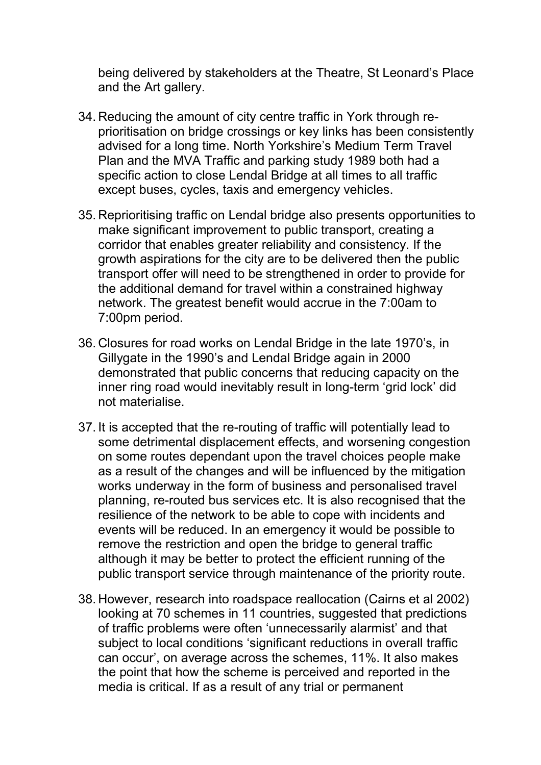being delivered by stakeholders at the Theatre, St Leonard's Place and the Art gallery.

34. Reducing the amount of city centre traffic in York through re-prioritisation on bridge crossings or key links has been consistently advised for a long time. North Yorkshire's Medium Term Travel Plan and the MVA Traffic and parking study 1989 both had a specific action to close Lendal Bridge at all times to all traffic except buses, cycles, taxis and emergency vehicles.

35. Reprioritising traffic on Lendal bridge also presents opportunities to make significant improvement to public transport, creating a corridor that enables greater reliability and consistency. If the growth aspirations for the city are to be delivered then the public transport offer will need to be strengthened in order to provide for the additional demand for travel within a constrained highway network. The greatest benefit would accrue in the 7:00am to 7:00pm period.

36. Closures for road works on Lendal Bridge in the late 1970's, in Gillygate in the 1990's and Lendal Bridge again in 2000 demonstrated that public concerns that reducing capacity on the inner ring road would inevitably result in long-term 'grid lock' did not materialise.

37. It is accepted that the re-routing of traffic will potentially lead to some detrimental displacement effects, and worsening congestion on some routes dependant upon the travel choices people make as a result of the changes and will be influenced by the mitigation works underway in the form of business and personalised travel planning, re-routed bus services etc. It is also recognised that the resilience of the network to be able to cope with incidents and events will be reduced. In an emergency it would be possible to remove the restriction and open the bridge to general traffic although it may be better to protect the efficient running of the public transport service through maintenance of the priority route.

38. However, research into roadspace reallocation (Cairns et al 2002) looking at 70 schemes in 11 countries, suggested that predictions of traffic problems were often 'unnecessarily alarmist' and that subject to local conditions 'significant reductions in overall traffic can occur', on average across the schemes, 11%. It also makes the point that how the scheme is perceived and reported in the media is critical. If as a result of any trial or permanent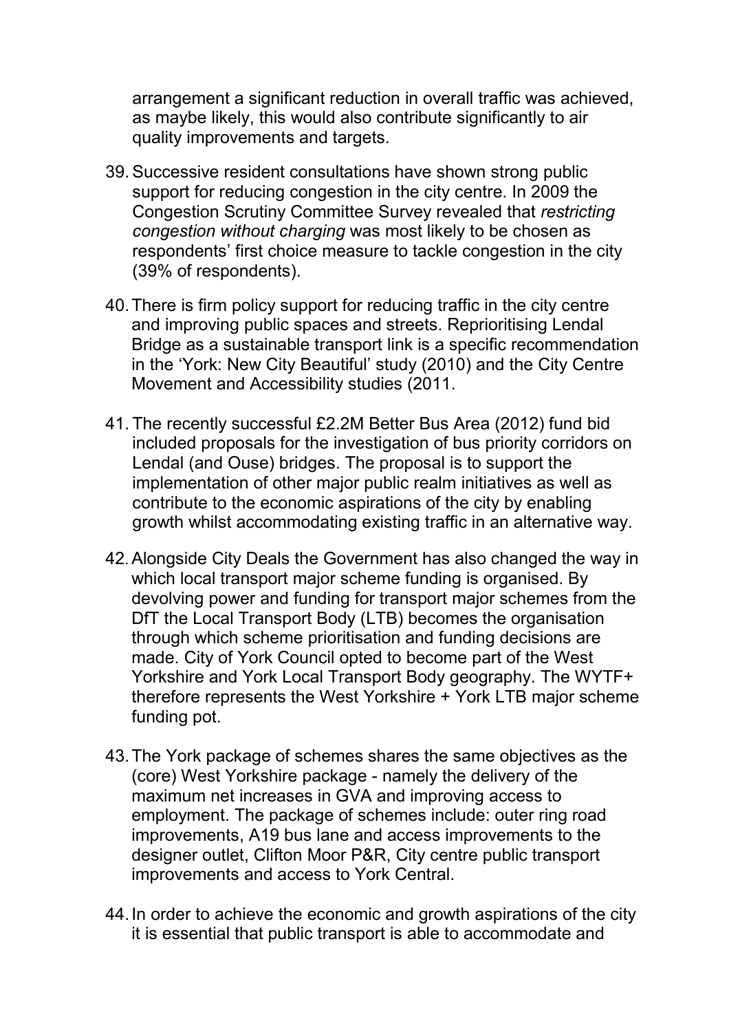arrangement a significant reduction in overall traffic was achieved, as maybe likely, this would also contribute significantly to air quality improvements and targets.

39. Successive resident consultations have shown strong public support for reducing congestion in the city centre. In 2009 the Congestion Scrutiny Committee Survey revealed that *restricting congestion without charging* was most likely to be chosen as respondents' first choice measure to tackle congestion in the city (39% of respondents).

40. There is firm policy support for reducing traffic in the city centre and improving public spaces and streets. Reprioritising Lendal Bridge as a sustainable transport link is a specific recommendation in the 'York: New City Beautiful' study (2010) and the City Centre Movement and Accessibility studies (2011.

41. The recently successful £2.2M Better Bus Area (2012) fund bid included proposals for the investigation of bus priority corridors on Lendal (and Ouse) bridges. The proposal is to support the implementation of other major public realm initiatives as well as contribute to the economic aspirations of the city by enabling growth whilst accommodating existing traffic in an alternative way.

42. Alongside City Deals the Government has also changed the way in which local transport major scheme funding is organised. By devolving power and funding for transport major schemes from the DfT the Local Transport Body (LTB) becomes the organisation through which scheme prioritisation and funding decisions are made. City of York Council opted to become part of the West Yorkshire and York Local Transport Body geography. The WYTF+ therefore represents the West Yorkshire + York LTB major scheme funding pot.

43. The York package of schemes shares the same objectives as the (core) West Yorkshire package - namely the delivery of the maximum net increases in GVA and improving access to employment. The package of schemes include: outer ring road improvements, A19 bus lane and access improvements to the designer outlet, Clifton Moor P&R, City centre public transport improvements and access to York Central.

44. In order to achieve the economic and growth aspirations of the city it is essential that public transport is able to accommodate and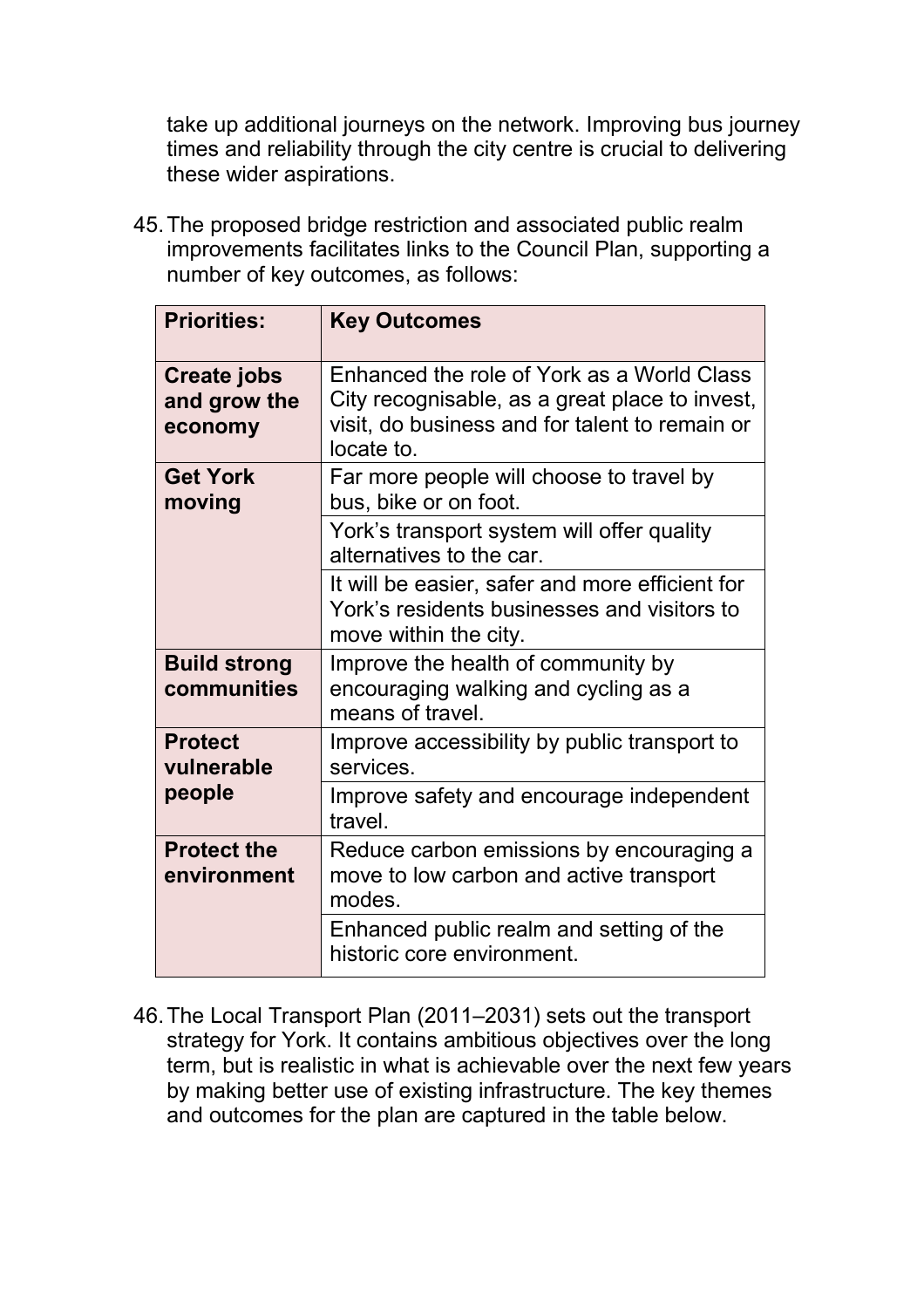take up additional journeys on the network. Improving bus journey times and reliability through the city centre is crucial to delivering these wider aspirations.

45. The proposed bridge restriction and associated public realm improvements facilitates links to the Council Plan, supporting a number of key outcomes, as follows:

| Priorities: | Key Outcomes |
| --- | --- |
| **Create jobs and grow the economy** | Enhanced the role of York as a World Class City recognisable, as a great place to invest, visit, do business and for talent to remain or locate to. |
| **Get York moving** | Far more people will choose to travel by bus, bike or on foot. |
| | York's transport system will offer quality alternatives to the car. |
| | It will be easier, safer and more efficient for York's residents businesses and visitors to move within the city. |
| **Build strong communities** | Improve the health of community by encouraging walking and cycling as a means of travel. |
| **Protect vulnerable people** | Improve accessibility by public transport to services. |
| | Improve safety and encourage independent travel. |
| **Protect the environment** | Reduce carbon emissions by encouraging a move to low carbon and active transport modes. |
| | Enhanced public realm and setting of the historic core environment. |

46. The Local Transport Plan (2011–2031) sets out the transport strategy for York. It contains ambitious objectives over the long term, but is realistic in what is achievable over the next few years by making better use of existing infrastructure. The key themes and outcomes for the plan are captured in the table below.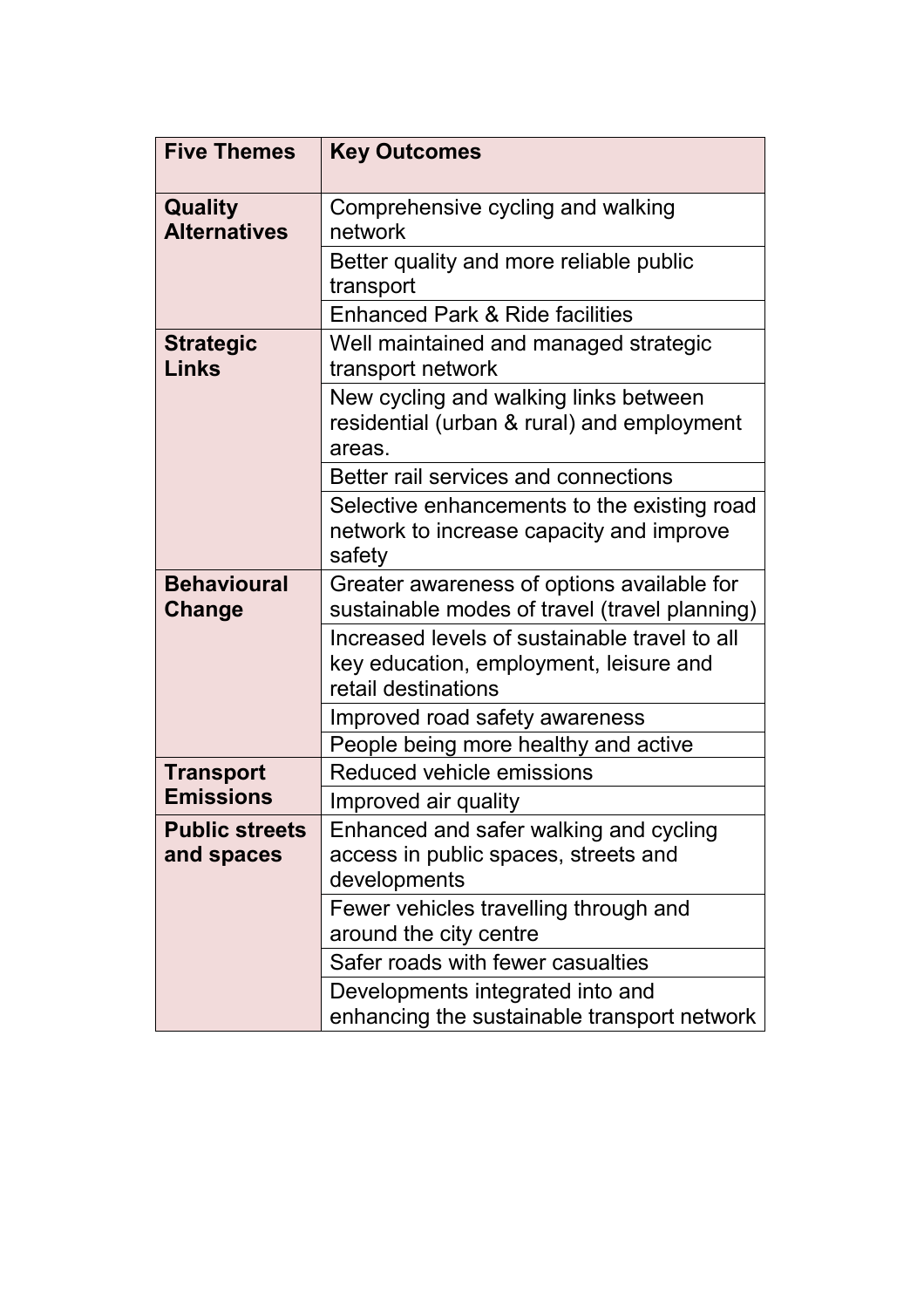| Five Themes | Key Outcomes |
| --- | --- |
| **Quality Alternatives** | Comprehensive cycling and walking network |
| | Better quality and more reliable public transport |
| | Enhanced Park & Ride facilities |
| **Strategic Links** | Well maintained and managed strategic transport network |
| | New cycling and walking links between residential (urban & rural) and employment areas. |
| | Better rail services and connections |
| | Selective enhancements to the existing road network to increase capacity and improve safety |
| **Behavioural Change** | Greater awareness of options available for sustainable modes of travel (travel planning) |
| | Increased levels of sustainable travel to all key education, employment, leisure and retail destinations |
| | Improved road safety awareness |
| | People being more healthy and active |
| **Transport Emissions** | Reduced vehicle emissions |
| | Improved air quality |
| **Public streets and spaces** | Enhanced and safer walking and cycling access in public spaces, streets and developments |
| | Fewer vehicles travelling through and around the city centre |
| | Safer roads with fewer casualties |
| | Developments integrated into and enhancing the sustainable transport network |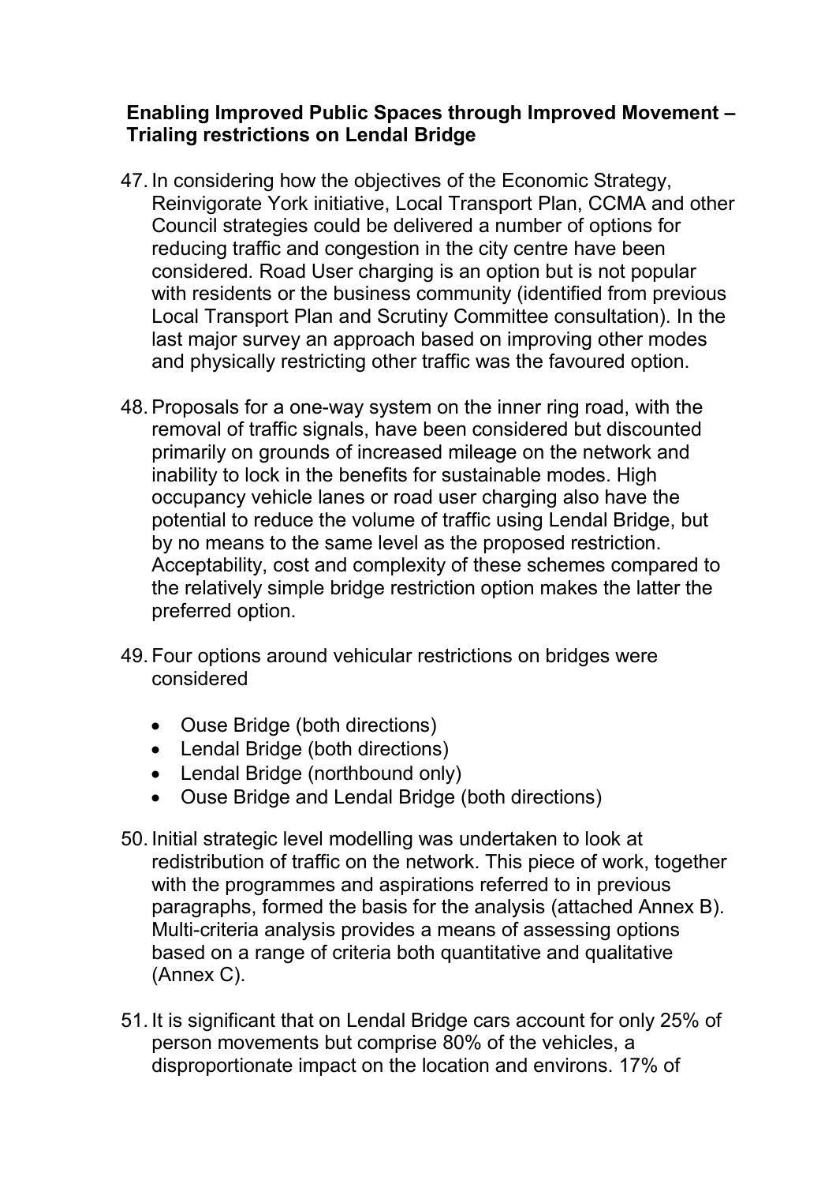**Enabling Improved Public Spaces through Improved Movement – Trialing restrictions on Lendal Bridge**

47. In considering how the objectives of the Economic Strategy, Reinvigorate York initiative, Local Transport Plan, CCMA and other Council strategies could be delivered a number of options for reducing traffic and congestion in the city centre have been considered. Road User charging is an option but is not popular with residents or the business community (identified from previous Local Transport Plan and Scrutiny Committee consultation). In the last major survey an approach based on improving other modes and physically restricting other traffic was the favoured option.

48. Proposals for a one-way system on the inner ring road, with the removal of traffic signals, have been considered but discounted primarily on grounds of increased mileage on the network and inability to lock in the benefits for sustainable modes. High occupancy vehicle lanes or road user charging also have the potential to reduce the volume of traffic using Lendal Bridge, but by no means to the same level as the proposed restriction. Acceptability, cost and complexity of these schemes compared to the relatively simple bridge restriction option makes the latter the preferred option.

49. Four options around vehicular restrictions on bridges were considered

    - Ouse Bridge (both directions)
    - Lendal Bridge (both directions)
    - Lendal Bridge (northbound only)
    - Ouse Bridge and Lendal Bridge (both directions)

50. Initial strategic level modelling was undertaken to look at redistribution of traffic on the network. This piece of work, together with the programmes and aspirations referred to in previous paragraphs, formed the basis for the analysis (attached Annex B). Multi-criteria analysis provides a means of assessing options based on a range of criteria both quantitative and qualitative (Annex C).

51. It is significant that on Lendal Bridge cars account for only 25% of person movements but comprise 80% of the vehicles, a disproportionate impact on the location and environs. 17% of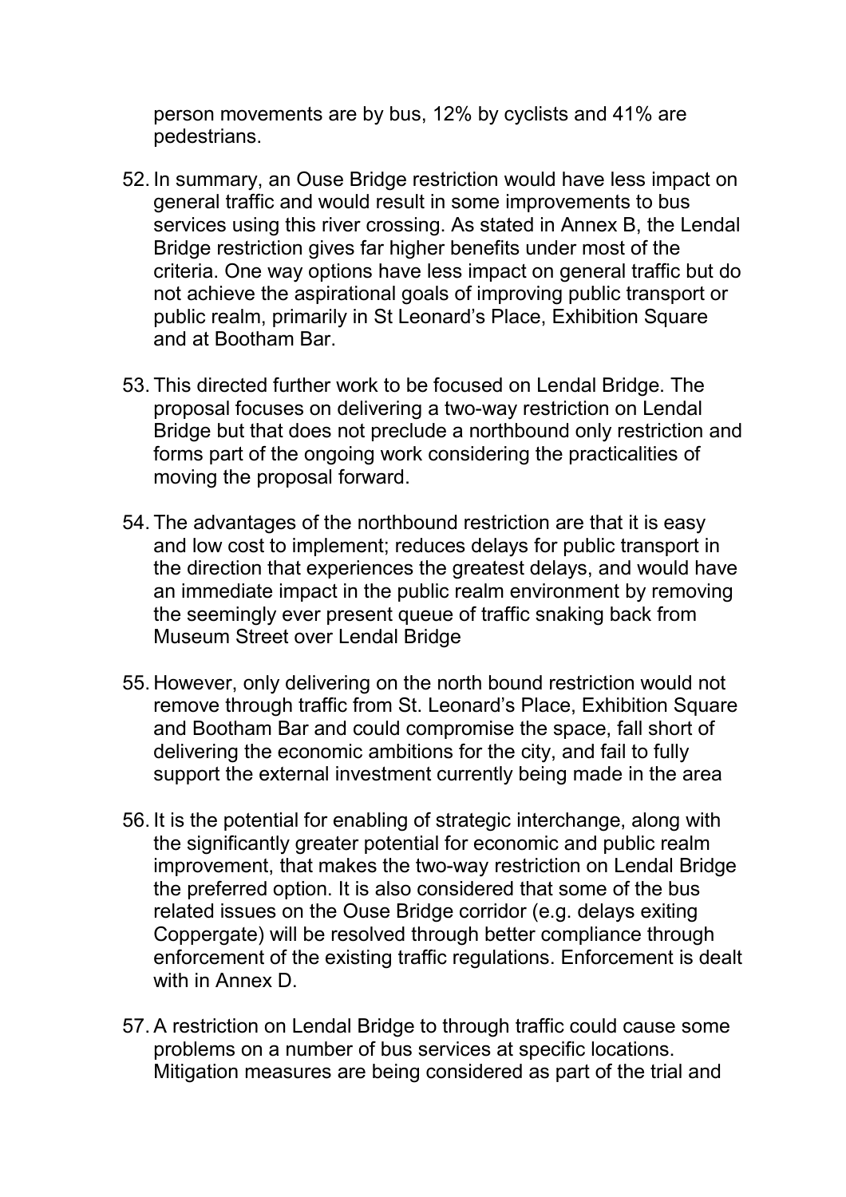person movements are by bus, 12% by cyclists and 41% are pedestrians.

52. In summary, an Ouse Bridge restriction would have less impact on general traffic and would result in some improvements to bus services using this river crossing. As stated in Annex B, the Lendal Bridge restriction gives far higher benefits under most of the criteria. One way options have less impact on general traffic but do not achieve the aspirational goals of improving public transport or public realm, primarily in St Leonard's Place, Exhibition Square and at Bootham Bar.

53. This directed further work to be focused on Lendal Bridge. The proposal focuses on delivering a two-way restriction on Lendal Bridge but that does not preclude a northbound only restriction and forms part of the ongoing work considering the practicalities of moving the proposal forward.

54. The advantages of the northbound restriction are that it is easy and low cost to implement; reduces delays for public transport in the direction that experiences the greatest delays, and would have an immediate impact in the public realm environment by removing the seemingly ever present queue of traffic snaking back from Museum Street over Lendal Bridge

55. However, only delivering on the north bound restriction would not remove through traffic from St. Leonard's Place, Exhibition Square and Bootham Bar and could compromise the space, fall short of delivering the economic ambitions for the city, and fail to fully support the external investment currently being made in the area

56. It is the potential for enabling of strategic interchange, along with the significantly greater potential for economic and public realm improvement, that makes the two-way restriction on Lendal Bridge the preferred option. It is also considered that some of the bus related issues on the Ouse Bridge corridor (e.g. delays exiting Coppergate) will be resolved through better compliance through enforcement of the existing traffic regulations. Enforcement is dealt with in Annex D.

57. A restriction on Lendal Bridge to through traffic could cause some problems on a number of bus services at specific locations. Mitigation measures are being considered as part of the trial and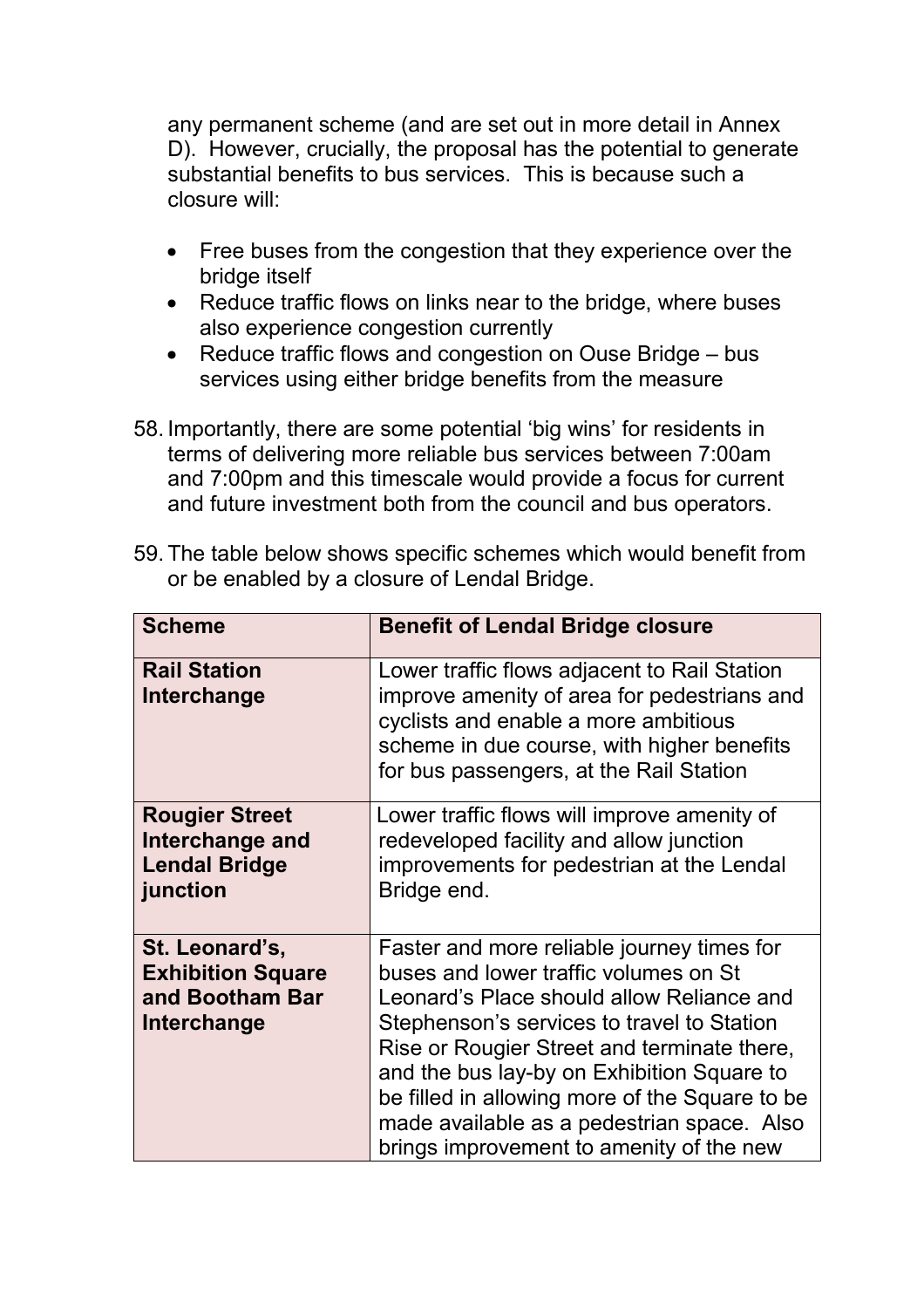any permanent scheme (and are set out in more detail in Annex D). However, crucially, the proposal has the potential to generate substantial benefits to bus services. This is because such a closure will:

- Free buses from the congestion that they experience over the bridge itself
- Reduce traffic flows on links near to the bridge, where buses also experience congestion currently
- Reduce traffic flows and congestion on Ouse Bridge – bus services using either bridge benefits from the measure

58. Importantly, there are some potential 'big wins' for residents in terms of delivering more reliable bus services between 7:00am and 7:00pm and this timescale would provide a focus for current and future investment both from the council and bus operators.

59. The table below shows specific schemes which would benefit from or be enabled by a closure of Lendal Bridge.

| **Scheme** | **Benefit of Lendal Bridge closure** |
|---|---|
| **Rail Station Interchange** | Lower traffic flows adjacent to Rail Station improve amenity of area for pedestrians and cyclists and enable a more ambitious scheme in due course, with higher benefits for bus passengers, at the Rail Station |
| **Rougier Street Interchange and Lendal Bridge junction** | Lower traffic flows will improve amenity of redeveloped facility and allow junction improvements for pedestrian at the Lendal Bridge end. |
| **St. Leonard's, Exhibition Square and Bootham Bar Interchange** | Faster and more reliable journey times for buses and lower traffic volumes on St Leonard's Place should allow Reliance and Stephenson's services to travel to Station Rise or Rougier Street and terminate there, and the bus lay-by on Exhibition Square to be filled in allowing more of the Square to be made available as a pedestrian space. Also brings improvement to amenity of the new |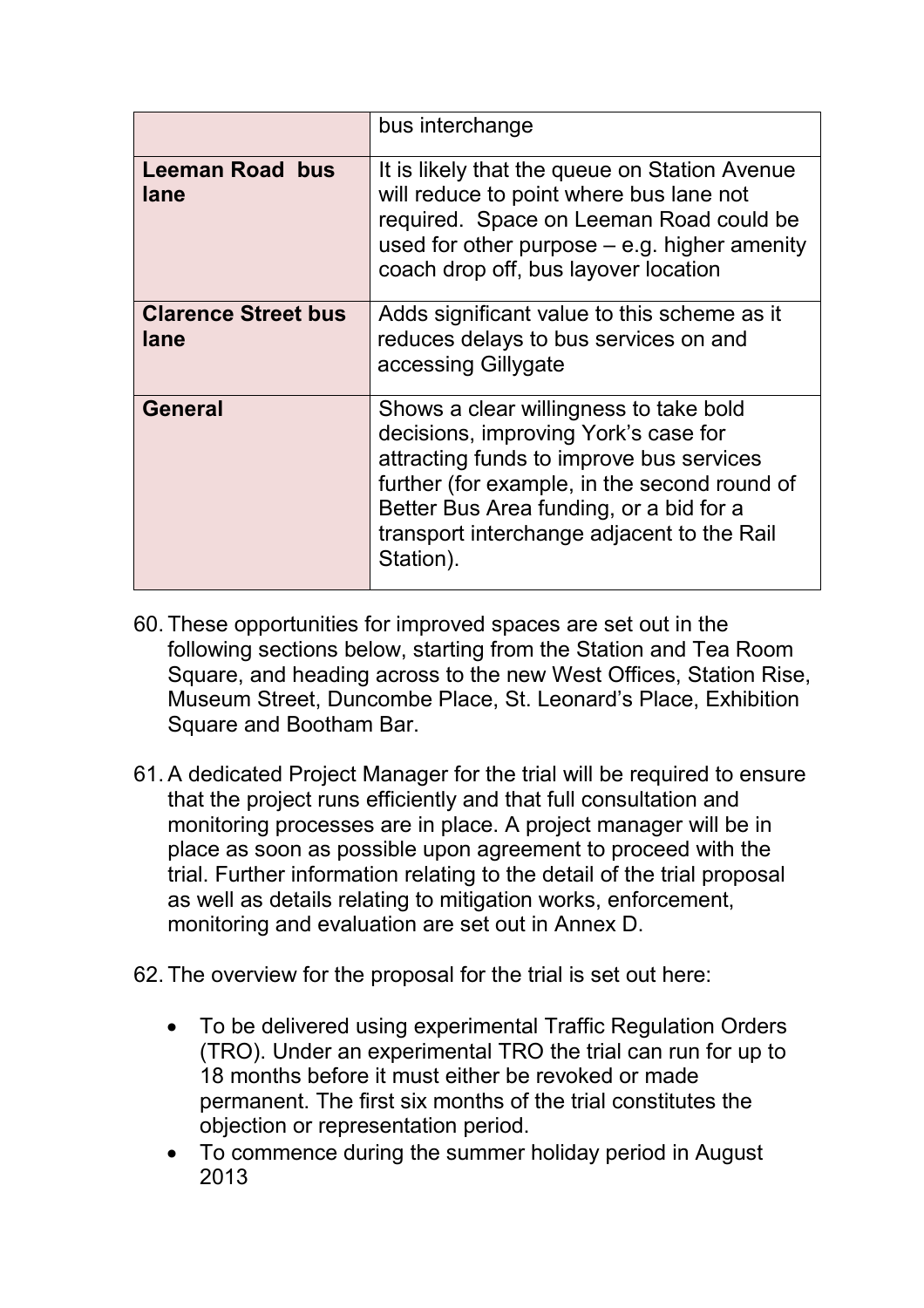| | |
|---|---|
| | bus interchange |
| **Leeman Road bus lane** | It is likely that the queue on Station Avenue will reduce to point where bus lane not required. Space on Leeman Road could be used for other purpose – e.g. higher amenity coach drop off, bus layover location |
| **Clarence Street bus lane** | Adds significant value to this scheme as it reduces delays to bus services on and accessing Gillygate |
| **General** | Shows a clear willingness to take bold decisions, improving York's case for attracting funds to improve bus services further (for example, in the second round of Better Bus Area funding, or a bid for a transport interchange adjacent to the Rail Station). |

60. These opportunities for improved spaces are set out in the following sections below, starting from the Station and Tea Room Square, and heading across to the new West Offices, Station Rise, Museum Street, Duncombe Place, St. Leonard's Place, Exhibition Square and Bootham Bar.

61. A dedicated Project Manager for the trial will be required to ensure that the project runs efficiently and that full consultation and monitoring processes are in place. A project manager will be in place as soon as possible upon agreement to proceed with the trial. Further information relating to the detail of the trial proposal as well as details relating to mitigation works, enforcement, monitoring and evaluation are set out in Annex D.

62. The overview for the proposal for the trial is set out here:

- To be delivered using experimental Traffic Regulation Orders (TRO). Under an experimental TRO the trial can run for up to 18 months before it must either be revoked or made permanent. The first six months of the trial constitutes the objection or representation period.
- To commence during the summer holiday period in August 2013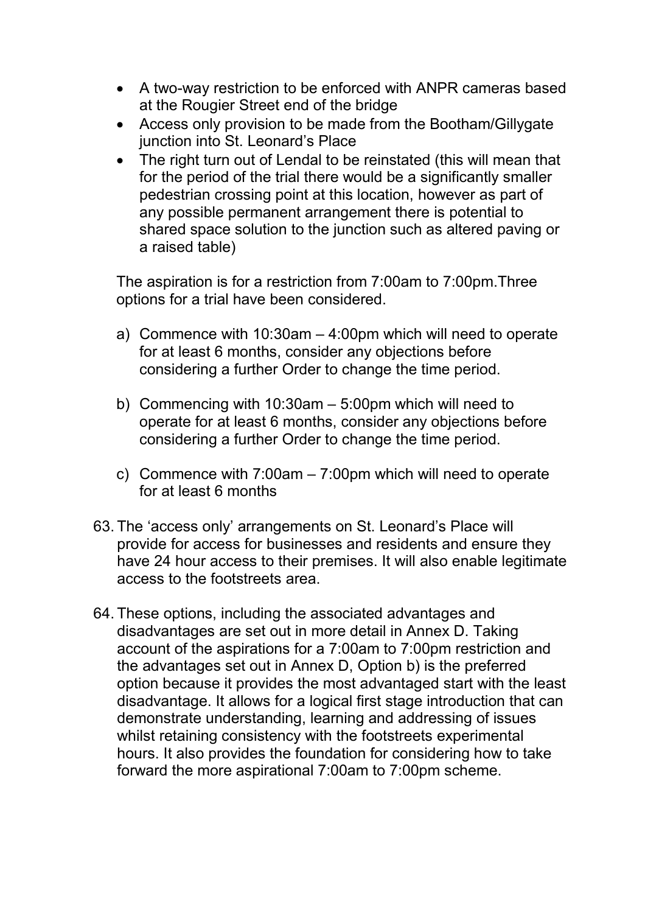- A two-way restriction to be enforced with ANPR cameras based at the Rougier Street end of the bridge
- Access only provision to be made from the Bootham/Gillygate junction into St. Leonard's Place
- The right turn out of Lendal to be reinstated (this will mean that for the period of the trial there would be a significantly smaller pedestrian crossing point at this location, however as part of any possible permanent arrangement there is potential to shared space solution to the junction such as altered paving or a raised table)

The aspiration is for a restriction from 7:00am to 7:00pm.Three options for a trial have been considered.

a) Commence with 10:30am – 4:00pm which will need to operate for at least 6 months, consider any objections before considering a further Order to change the time period.

b) Commencing with 10:30am – 5:00pm which will need to operate for at least 6 months, consider any objections before considering a further Order to change the time period.

c) Commence with 7:00am – 7:00pm which will need to operate for at least 6 months

63. The 'access only' arrangements on St. Leonard's Place will provide for access for businesses and residents and ensure they have 24 hour access to their premises. It will also enable legitimate access to the footstreets area.

64. These options, including the associated advantages and disadvantages are set out in more detail in Annex D. Taking account of the aspirations for a 7:00am to 7:00pm restriction and the advantages set out in Annex D, Option b) is the preferred option because it provides the most advantaged start with the least disadvantage. It allows for a logical first stage introduction that can demonstrate understanding, learning and addressing of issues whilst retaining consistency with the footstreets experimental hours. It also provides the foundation for considering how to take forward the more aspirational 7:00am to 7:00pm scheme.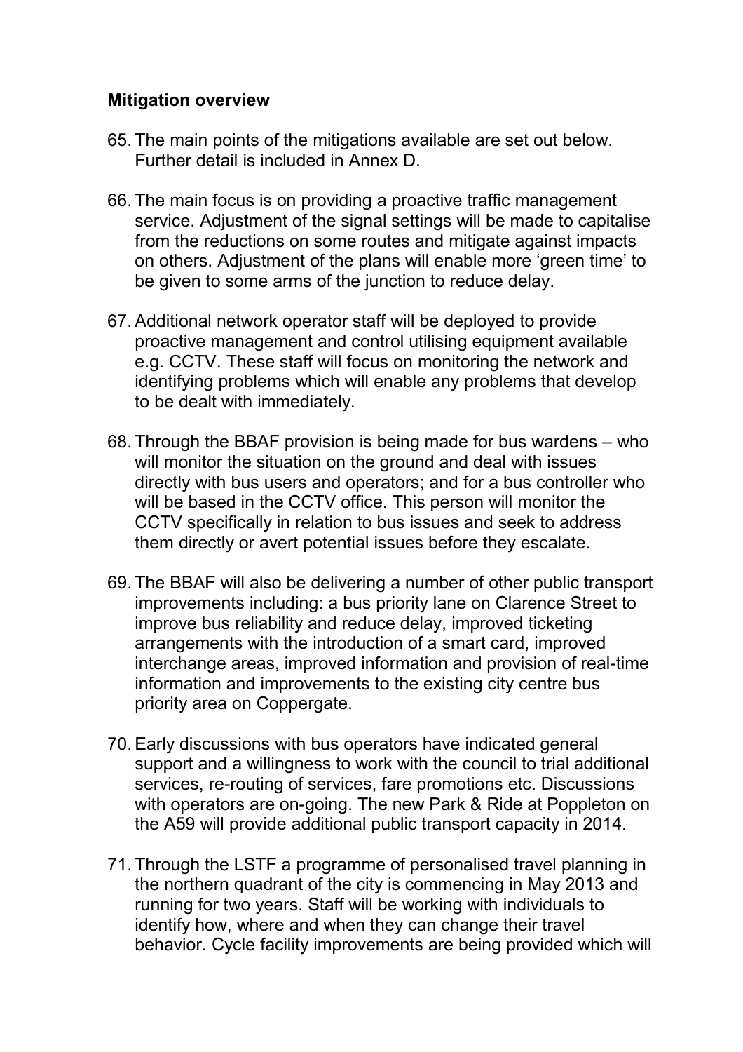**Mitigation overview**

65. The main points of the mitigations available are set out below. Further detail is included in Annex D.

66. The main focus is on providing a proactive traffic management service. Adjustment of the signal settings will be made to capitalise from the reductions on some routes and mitigate against impacts on others. Adjustment of the plans will enable more 'green time' to be given to some arms of the junction to reduce delay.

67. Additional network operator staff will be deployed to provide proactive management and control utilising equipment available e.g. CCTV. These staff will focus on monitoring the network and identifying problems which will enable any problems that develop to be dealt with immediately.

68. Through the BBAF provision is being made for bus wardens – who will monitor the situation on the ground and deal with issues directly with bus users and operators; and for a bus controller who will be based in the CCTV office. This person will monitor the CCTV specifically in relation to bus issues and seek to address them directly or avert potential issues before they escalate.

69. The BBAF will also be delivering a number of other public transport improvements including: a bus priority lane on Clarence Street to improve bus reliability and reduce delay, improved ticketing arrangements with the introduction of a smart card, improved interchange areas, improved information and provision of real-time information and improvements to the existing city centre bus priority area on Coppergate.

70. Early discussions with bus operators have indicated general support and a willingness to work with the council to trial additional services, re-routing of services, fare promotions etc. Discussions with operators are on-going. The new Park & Ride at Poppleton on the A59 will provide additional public transport capacity in 2014.

71. Through the LSTF a programme of personalised travel planning in the northern quadrant of the city is commencing in May 2013 and running for two years. Staff will be working with individuals to identify how, where and when they can change their travel behavior. Cycle facility improvements are being provided which will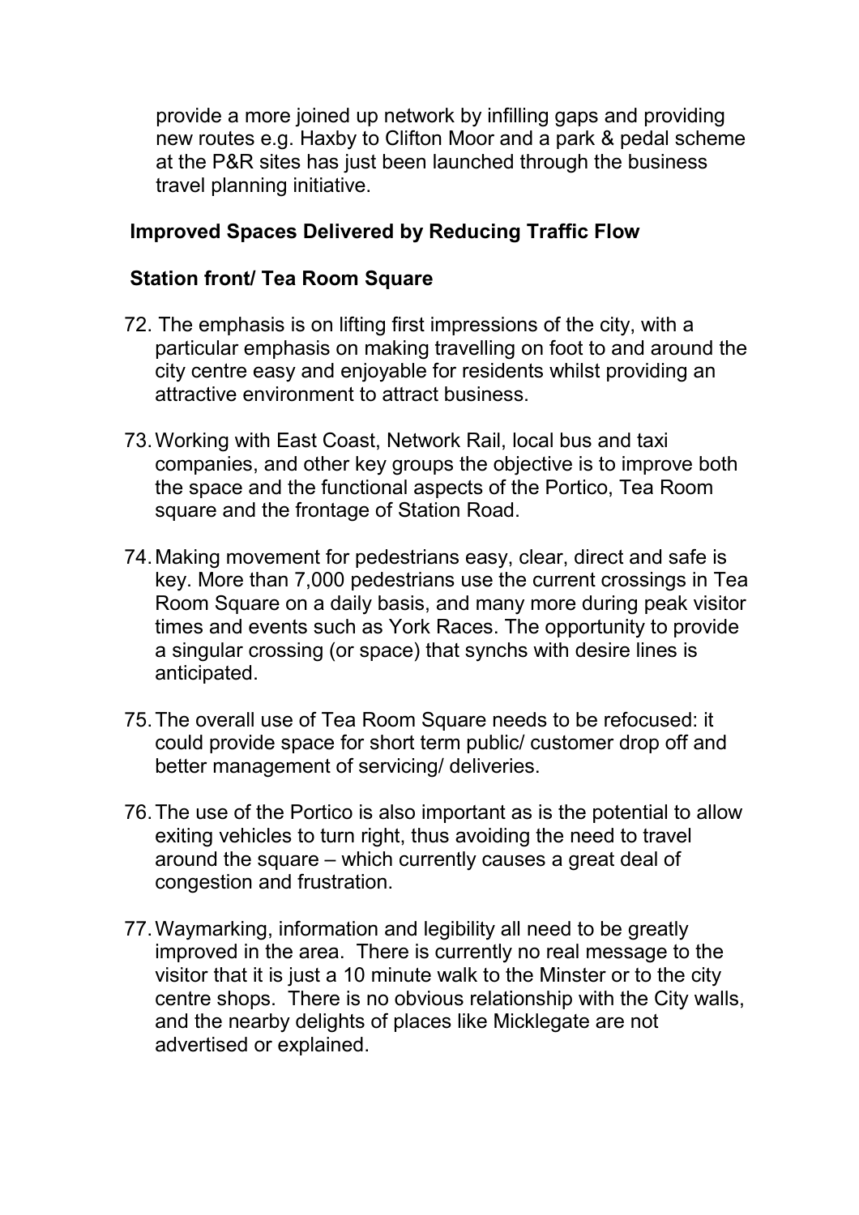provide a more joined up network by infilling gaps and providing new routes e.g. Haxby to Clifton Moor and a park & pedal scheme at the P&R sites has just been launched through the business travel planning initiative.

**Improved Spaces Delivered by Reducing Traffic Flow**

**Station front/ Tea Room Square**

72. The emphasis is on lifting first impressions of the city, with a particular emphasis on making travelling on foot to and around the city centre easy and enjoyable for residents whilst providing an attractive environment to attract business.

73. Working with East Coast, Network Rail, local bus and taxi companies, and other key groups the objective is to improve both the space and the functional aspects of the Portico, Tea Room square and the frontage of Station Road.

74. Making movement for pedestrians easy, clear, direct and safe is key. More than 7,000 pedestrians use the current crossings in Tea Room Square on a daily basis, and many more during peak visitor times and events such as York Races. The opportunity to provide a singular crossing (or space) that synchs with desire lines is anticipated.

75. The overall use of Tea Room Square needs to be refocused: it could provide space for short term public/ customer drop off and better management of servicing/ deliveries.

76. The use of the Portico is also important as is the potential to allow exiting vehicles to turn right, thus avoiding the need to travel around the square – which currently causes a great deal of congestion and frustration.

77. Waymarking, information and legibility all need to be greatly improved in the area. There is currently no real message to the visitor that it is just a 10 minute walk to the Minster or to the city centre shops. There is no obvious relationship with the City walls, and the nearby delights of places like Micklegate are not advertised or explained.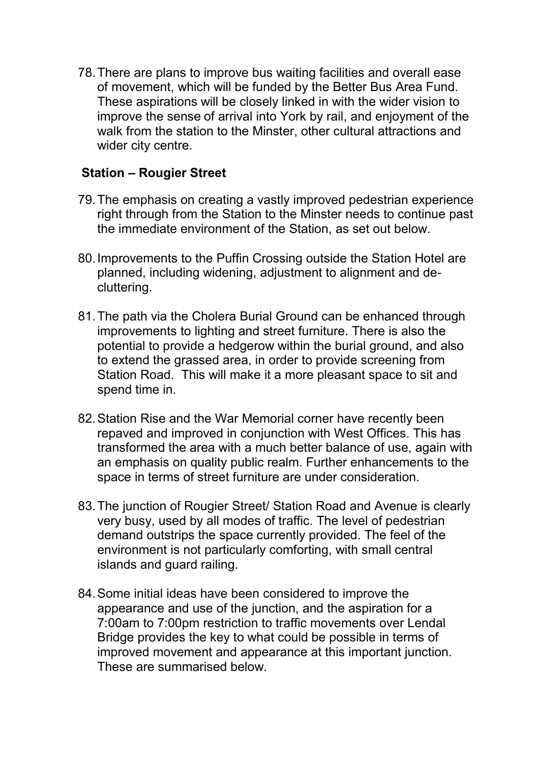78. There are plans to improve bus waiting facilities and overall ease of movement, which will be funded by the Better Bus Area Fund. These aspirations will be closely linked in with the wider vision to improve the sense of arrival into York by rail, and enjoyment of the walk from the station to the Minster, other cultural attractions and wider city centre.

### Station – Rougier Street

79. The emphasis on creating a vastly improved pedestrian experience right through from the Station to the Minster needs to continue past the immediate environment of the Station, as set out below.

80. Improvements to the Puffin Crossing outside the Station Hotel are planned, including widening, adjustment to alignment and de-cluttering.

81. The path via the Cholera Burial Ground can be enhanced through improvements to lighting and street furniture. There is also the potential to provide a hedgerow within the burial ground, and also to extend the grassed area, in order to provide screening from Station Road. This will make it a more pleasant space to sit and spend time in.

82. Station Rise and the War Memorial corner have recently been repaved and improved in conjunction with West Offices. This has transformed the area with a much better balance of use, again with an emphasis on quality public realm. Further enhancements to the space in terms of street furniture are under consideration.

83. The junction of Rougier Street/ Station Road and Avenue is clearly very busy, used by all modes of traffic. The level of pedestrian demand outstrips the space currently provided. The feel of the environment is not particularly comforting, with small central islands and guard railing.

84. Some initial ideas have been considered to improve the appearance and use of the junction, and the aspiration for a 7:00am to 7:00pm restriction to traffic movements over Lendal Bridge provides the key to what could be possible in terms of improved movement and appearance at this important junction. These are summarised below.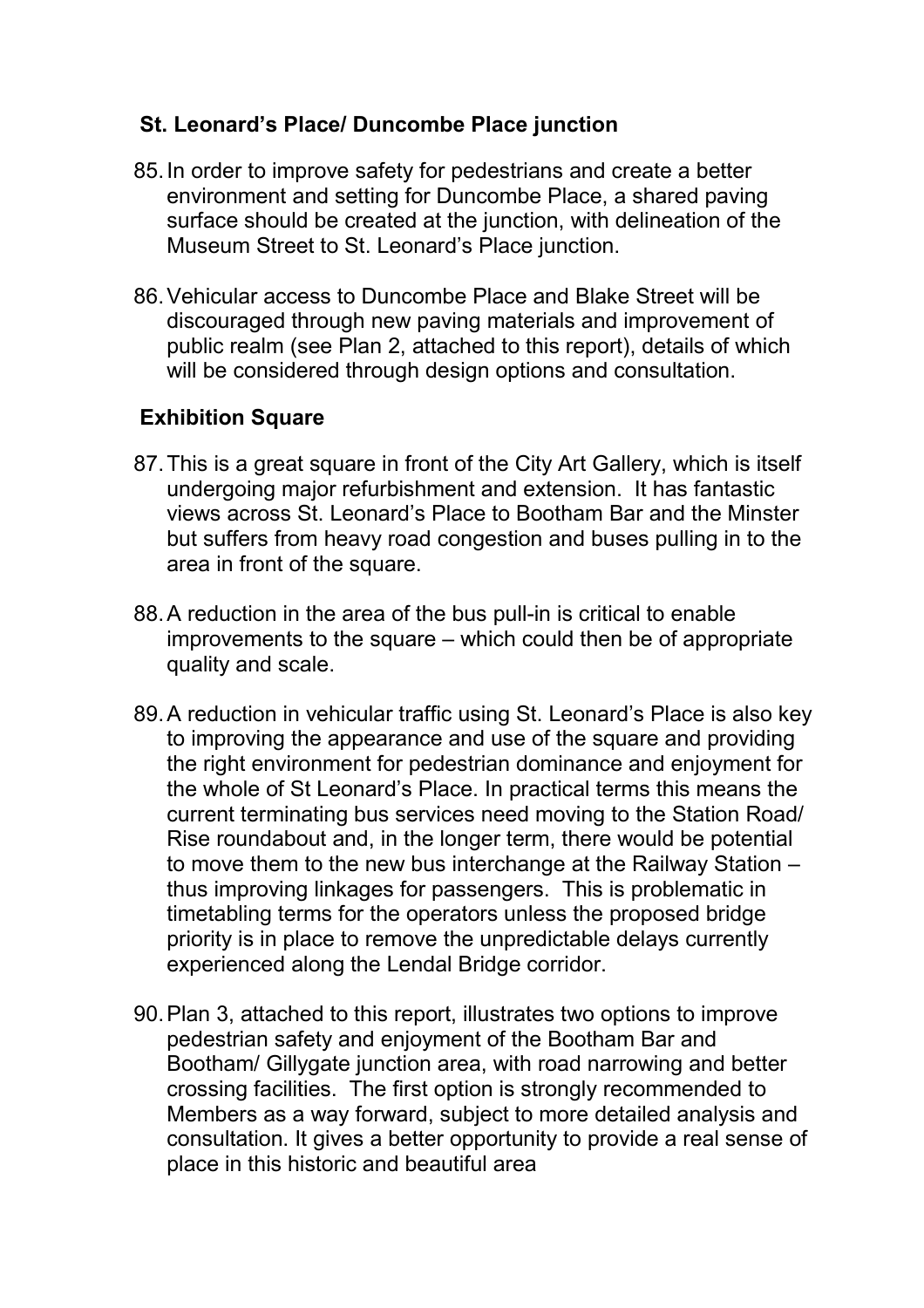### St. Leonard's Place/ Duncombe Place junction

85. In order to improve safety for pedestrians and create a better environment and setting for Duncombe Place, a shared paving surface should be created at the junction, with delineation of the Museum Street to St. Leonard's Place junction.

86. Vehicular access to Duncombe Place and Blake Street will be discouraged through new paving materials and improvement of public realm (see Plan 2, attached to this report), details of which will be considered through design options and consultation.

### Exhibition Square

87. This is a great square in front of the City Art Gallery, which is itself undergoing major refurbishment and extension. It has fantastic views across St. Leonard's Place to Bootham Bar and the Minster but suffers from heavy road congestion and buses pulling in to the area in front of the square.

88. A reduction in the area of the bus pull-in is critical to enable improvements to the square – which could then be of appropriate quality and scale.

89. A reduction in vehicular traffic using St. Leonard's Place is also key to improving the appearance and use of the square and providing the right environment for pedestrian dominance and enjoyment for the whole of St Leonard's Place. In practical terms this means the current terminating bus services need moving to the Station Road/ Rise roundabout and, in the longer term, there would be potential to move them to the new bus interchange at the Railway Station – thus improving linkages for passengers. This is problematic in timetabling terms for the operators unless the proposed bridge priority is in place to remove the unpredictable delays currently experienced along the Lendal Bridge corridor.

90. Plan 3, attached to this report, illustrates two options to improve pedestrian safety and enjoyment of the Bootham Bar and Bootham/ Gillygate junction area, with road narrowing and better crossing facilities. The first option is strongly recommended to Members as a way forward, subject to more detailed analysis and consultation. It gives a better opportunity to provide a real sense of place in this historic and beautiful area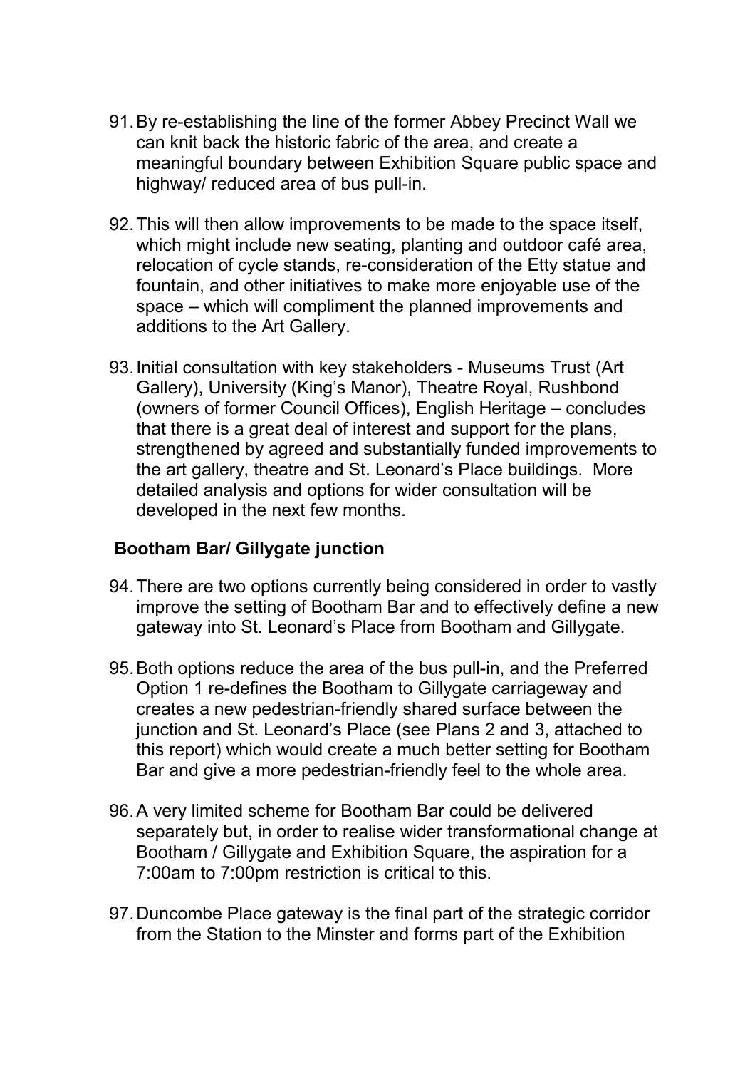91. By re-establishing the line of the former Abbey Precinct Wall we can knit back the historic fabric of the area, and create a meaningful boundary between Exhibition Square public space and highway/ reduced area of bus pull-in.

92. This will then allow improvements to be made to the space itself, which might include new seating, planting and outdoor café area, relocation of cycle stands, re-consideration of the Etty statue and fountain, and other initiatives to make more enjoyable use of the space – which will compliment the planned improvements and additions to the Art Gallery.

93. Initial consultation with key stakeholders - Museums Trust (Art Gallery), University (King's Manor), Theatre Royal, Rushbond (owners of former Council Offices), English Heritage – concludes that there is a great deal of interest and support for the plans, strengthened by agreed and substantially funded improvements to the art gallery, theatre and St. Leonard's Place buildings. More detailed analysis and options for wider consultation will be developed in the next few months.

**Bootham Bar/ Gillygate junction**

94. There are two options currently being considered in order to vastly improve the setting of Bootham Bar and to effectively define a new gateway into St. Leonard's Place from Bootham and Gillygate.

95. Both options reduce the area of the bus pull-in, and the Preferred Option 1 re-defines the Bootham to Gillygate carriageway and creates a new pedestrian-friendly shared surface between the junction and St. Leonard's Place (see Plans 2 and 3, attached to this report) which would create a much better setting for Bootham Bar and give a more pedestrian-friendly feel to the whole area.

96. A very limited scheme for Bootham Bar could be delivered separately but, in order to realise wider transformational change at Bootham / Gillygate and Exhibition Square, the aspiration for a 7:00am to 7:00pm restriction is critical to this.

97. Duncombe Place gateway is the final part of the strategic corridor from the Station to the Minster and forms part of the Exhibition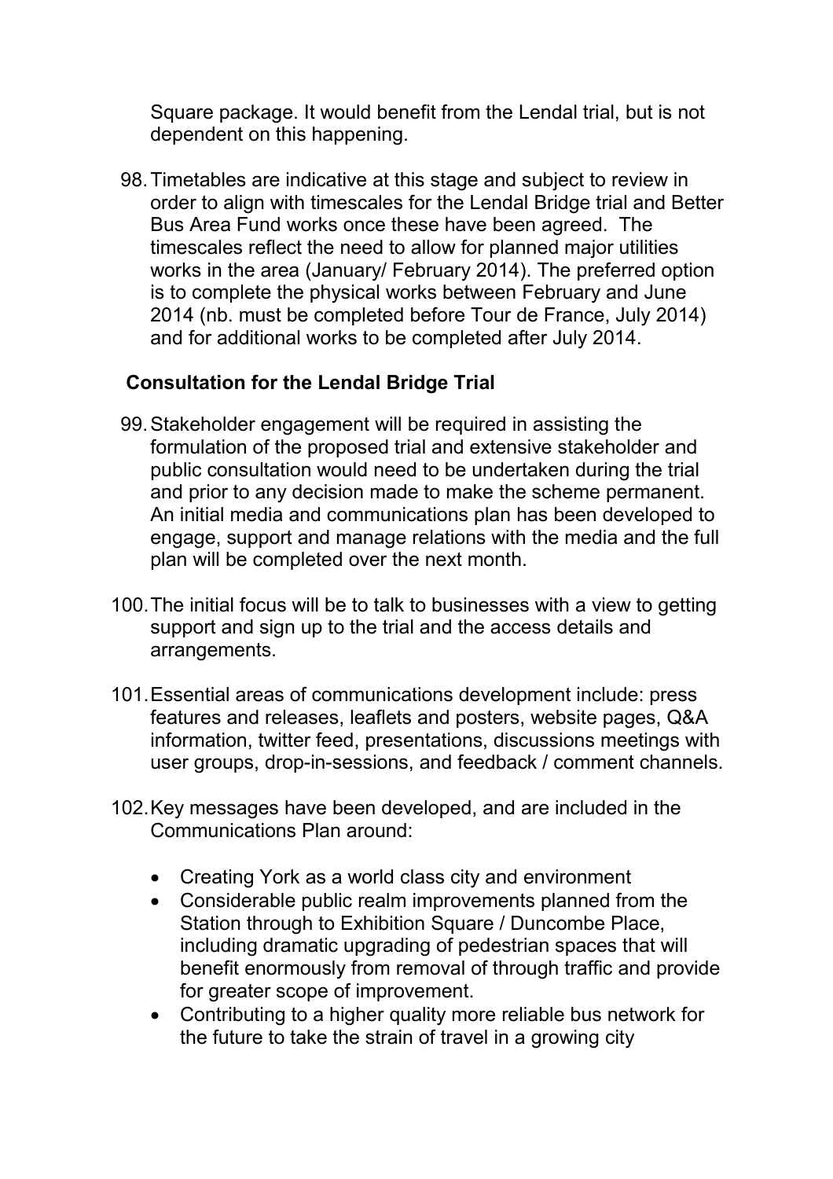Square package. It would benefit from the Lendal trial, but is not dependent on this happening.

98. Timetables are indicative at this stage and subject to review in order to align with timescales for the Lendal Bridge trial and Better Bus Area Fund works once these have been agreed. The timescales reflect the need to allow for planned major utilities works in the area (January/ February 2014). The preferred option is to complete the physical works between February and June 2014 (nb. must be completed before Tour de France, July 2014) and for additional works to be completed after July 2014.

**Consultation for the Lendal Bridge Trial**

99. Stakeholder engagement will be required in assisting the formulation of the proposed trial and extensive stakeholder and public consultation would need to be undertaken during the trial and prior to any decision made to make the scheme permanent. An initial media and communications plan has been developed to engage, support and manage relations with the media and the full plan will be completed over the next month.

100. The initial focus will be to talk to businesses with a view to getting support and sign up to the trial and the access details and arrangements.

101. Essential areas of communications development include: press features and releases, leaflets and posters, website pages, Q&A information, twitter feed, presentations, discussions meetings with user groups, drop-in-sessions, and feedback / comment channels.

102. Key messages have been developed, and are included in the Communications Plan around:

- Creating York as a world class city and environment
- Considerable public realm improvements planned from the Station through to Exhibition Square / Duncombe Place, including dramatic upgrading of pedestrian spaces that will benefit enormously from removal of through traffic and provide for greater scope of improvement.
- Contributing to a higher quality more reliable bus network for the future to take the strain of travel in a growing city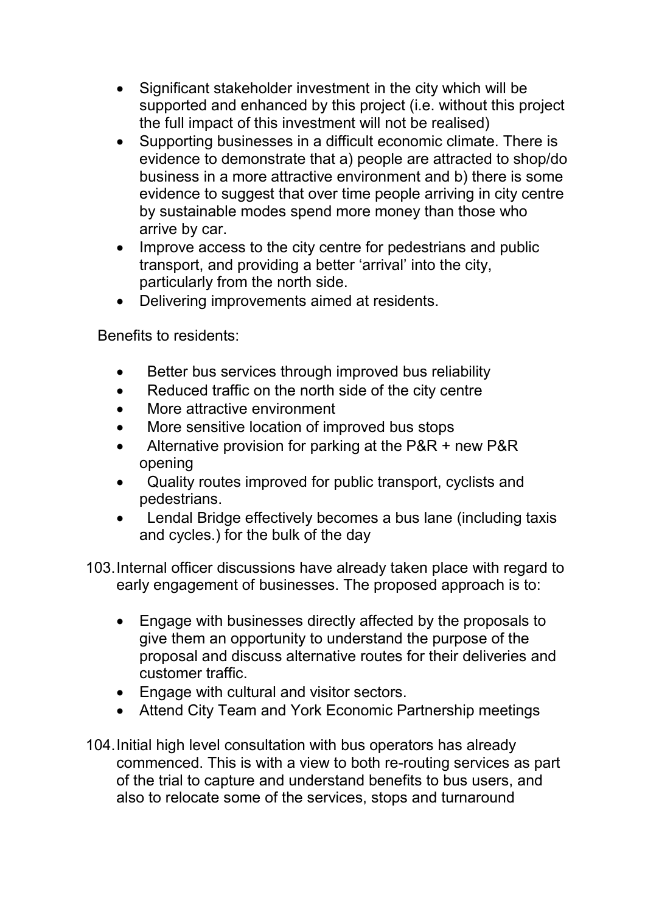- Significant stakeholder investment in the city which will be supported and enhanced by this project (i.e. without this project the full impact of this investment will not be realised)
- Supporting businesses in a difficult economic climate. There is evidence to demonstrate that a) people are attracted to shop/do business in a more attractive environment and b) there is some evidence to suggest that over time people arriving in city centre by sustainable modes spend more money than those who arrive by car.
- Improve access to the city centre for pedestrians and public transport, and providing a better 'arrival' into the city, particularly from the north side.
- Delivering improvements aimed at residents.

Benefits to residents:

- Better bus services through improved bus reliability
- Reduced traffic on the north side of the city centre
- More attractive environment
- More sensitive location of improved bus stops
- Alternative provision for parking at the P&R + new P&R opening
- Quality routes improved for public transport, cyclists and pedestrians.
- Lendal Bridge effectively becomes a bus lane (including taxis and cycles.) for the bulk of the day

103. Internal officer discussions have already taken place with regard to early engagement of businesses. The proposed approach is to:

    - Engage with businesses directly affected by the proposals to give them an opportunity to understand the purpose of the proposal and discuss alternative routes for their deliveries and customer traffic.
    - Engage with cultural and visitor sectors.
    - Attend City Team and York Economic Partnership meetings

104. Initial high level consultation with bus operators has already commenced. This is with a view to both re-routing services as part of the trial to capture and understand benefits to bus users, and also to relocate some of the services, stops and turnaround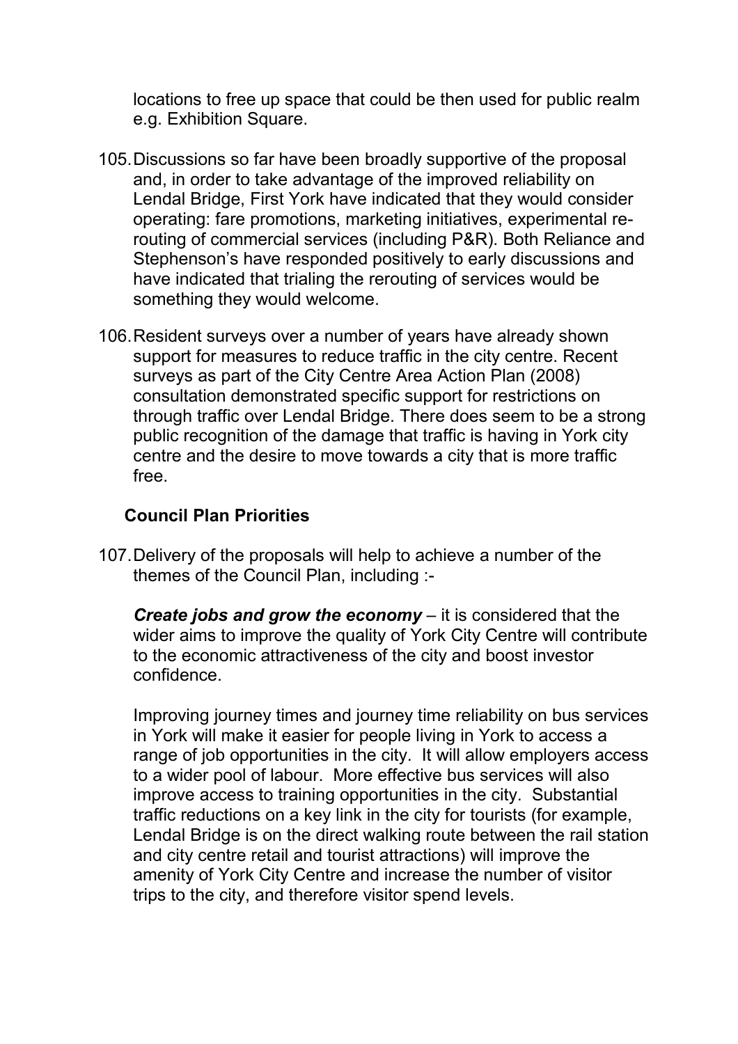locations to free up space that could be then used for public realm e.g. Exhibition Square.

105. Discussions so far have been broadly supportive of the proposal and, in order to take advantage of the improved reliability on Lendal Bridge, First York have indicated that they would consider operating: fare promotions, marketing initiatives, experimental re-routing of commercial services (including P&R). Both Reliance and Stephenson's have responded positively to early discussions and have indicated that trialing the rerouting of services would be something they would welcome.

106. Resident surveys over a number of years have already shown support for measures to reduce traffic in the city centre. Recent surveys as part of the City Centre Area Action Plan (2008) consultation demonstrated specific support for restrictions on through traffic over Lendal Bridge. There does seem to be a strong public recognition of the damage that traffic is having in York city centre and the desire to move towards a city that is more traffic free.

### Council Plan Priorities

107. Delivery of the proposals will help to achieve a number of the themes of the Council Plan, including :-

***Create jobs and grow the economy*** – it is considered that the wider aims to improve the quality of York City Centre will contribute to the economic attractiveness of the city and boost investor confidence.

Improving journey times and journey time reliability on bus services in York will make it easier for people living in York to access a range of job opportunities in the city. It will allow employers access to a wider pool of labour. More effective bus services will also improve access to training opportunities in the city. Substantial traffic reductions on a key link in the city for tourists (for example, Lendal Bridge is on the direct walking route between the rail station and city centre retail and tourist attractions) will improve the amenity of York City Centre and increase the number of visitor trips to the city, and therefore visitor spend levels.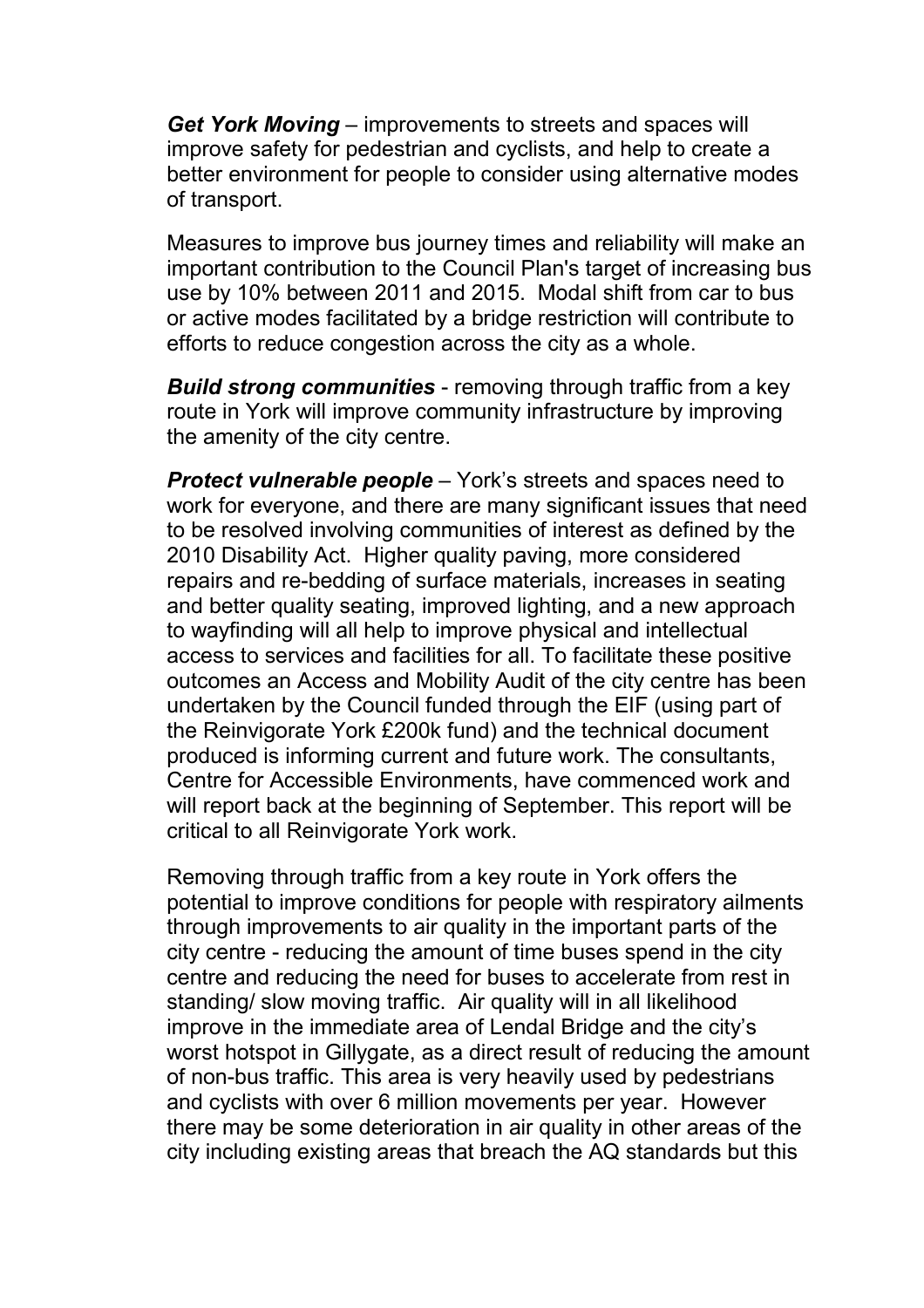***Get York Moving*** – improvements to streets and spaces will improve safety for pedestrian and cyclists, and help to create a better environment for people to consider using alternative modes of transport.

Measures to improve bus journey times and reliability will make an important contribution to the Council Plan's target of increasing bus use by 10% between 2011 and 2015. Modal shift from car to bus or active modes facilitated by a bridge restriction will contribute to efforts to reduce congestion across the city as a whole.

***Build strong communities*** - removing through traffic from a key route in York will improve community infrastructure by improving the amenity of the city centre.

***Protect vulnerable people*** – York's streets and spaces need to work for everyone, and there are many significant issues that need to be resolved involving communities of interest as defined by the 2010 Disability Act. Higher quality paving, more considered repairs and re-bedding of surface materials, increases in seating and better quality seating, improved lighting, and a new approach to wayfinding will all help to improve physical and intellectual access to services and facilities for all. To facilitate these positive outcomes an Access and Mobility Audit of the city centre has been undertaken by the Council funded through the EIF (using part of the Reinvigorate York £200k fund) and the technical document produced is informing current and future work. The consultants, Centre for Accessible Environments, have commenced work and will report back at the beginning of September. This report will be critical to all Reinvigorate York work.

Removing through traffic from a key route in York offers the potential to improve conditions for people with respiratory ailments through improvements to air quality in the important parts of the city centre - reducing the amount of time buses spend in the city centre and reducing the need for buses to accelerate from rest in standing/ slow moving traffic. Air quality will in all likelihood improve in the immediate area of Lendal Bridge and the city's worst hotspot in Gillygate, as a direct result of reducing the amount of non-bus traffic. This area is very heavily used by pedestrians and cyclists with over 6 million movements per year. However there may be some deterioration in air quality in other areas of the city including existing areas that breach the AQ standards but this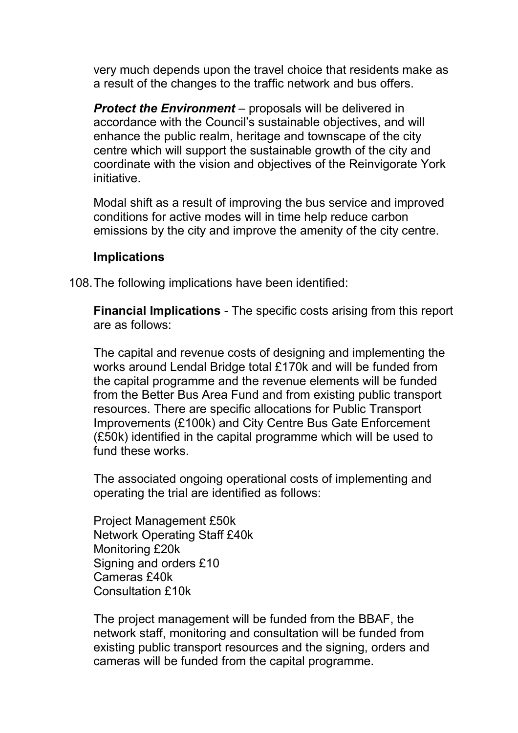very much depends upon the travel choice that residents make as a result of the changes to the traffic network and bus offers.

***Protect the Environment*** – proposals will be delivered in accordance with the Council's sustainable objectives, and will enhance the public realm, heritage and townscape of the city centre which will support the sustainable growth of the city and coordinate with the vision and objectives of the Reinvigorate York initiative.

Modal shift as a result of improving the bus service and improved conditions for active modes will in time help reduce carbon emissions by the city and improve the amenity of the city centre.

**Implications**

108. The following implications have been identified:

**Financial Implications** - The specific costs arising from this report are as follows:

The capital and revenue costs of designing and implementing the works around Lendal Bridge total £170k and will be funded from the capital programme and the revenue elements will be funded from the Better Bus Area Fund and from existing public transport resources. There are specific allocations for Public Transport Improvements (£100k) and City Centre Bus Gate Enforcement (£50k) identified in the capital programme which will be used to fund these works.

The associated ongoing operational costs of implementing and operating the trial are identified as follows:

Project Management £50k  
Network Operating Staff £40k  
Monitoring £20k  
Signing and orders £10  
Cameras £40k  
Consultation £10k

The project management will be funded from the BBAF, the network staff, monitoring and consultation will be funded from existing public transport resources and the signing, orders and cameras will be funded from the capital programme.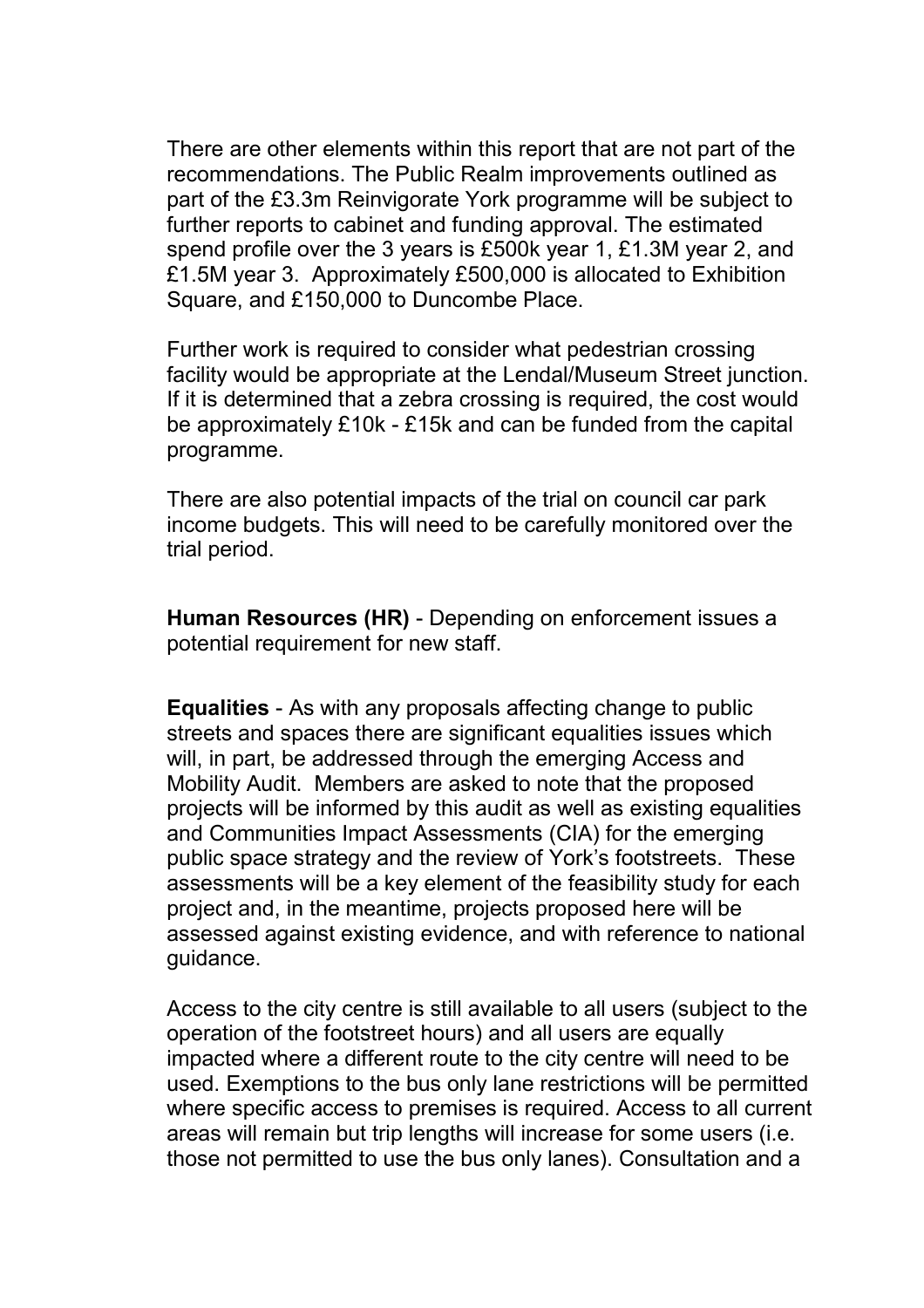There are other elements within this report that are not part of the recommendations. The Public Realm improvements outlined as part of the £3.3m Reinvigorate York programme will be subject to further reports to cabinet and funding approval. The estimated spend profile over the 3 years is £500k year 1, £1.3M year 2, and £1.5M year 3. Approximately £500,000 is allocated to Exhibition Square, and £150,000 to Duncombe Place.

Further work is required to consider what pedestrian crossing facility would be appropriate at the Lendal/Museum Street junction. If it is determined that a zebra crossing is required, the cost would be approximately £10k - £15k and can be funded from the capital programme.

There are also potential impacts of the trial on council car park income budgets. This will need to be carefully monitored over the trial period.

**Human Resources (HR)** - Depending on enforcement issues a potential requirement for new staff.

**Equalities** - As with any proposals affecting change to public streets and spaces there are significant equalities issues which will, in part, be addressed through the emerging Access and Mobility Audit. Members are asked to note that the proposed projects will be informed by this audit as well as existing equalities and Communities Impact Assessments (CIA) for the emerging public space strategy and the review of York's footstreets. These assessments will be a key element of the feasibility study for each project and, in the meantime, projects proposed here will be assessed against existing evidence, and with reference to national guidance.

Access to the city centre is still available to all users (subject to the operation of the footstreet hours) and all users are equally impacted where a different route to the city centre will need to be used. Exemptions to the bus only lane restrictions will be permitted where specific access to premises is required. Access to all current areas will remain but trip lengths will increase for some users (i.e. those not permitted to use the bus only lanes). Consultation and a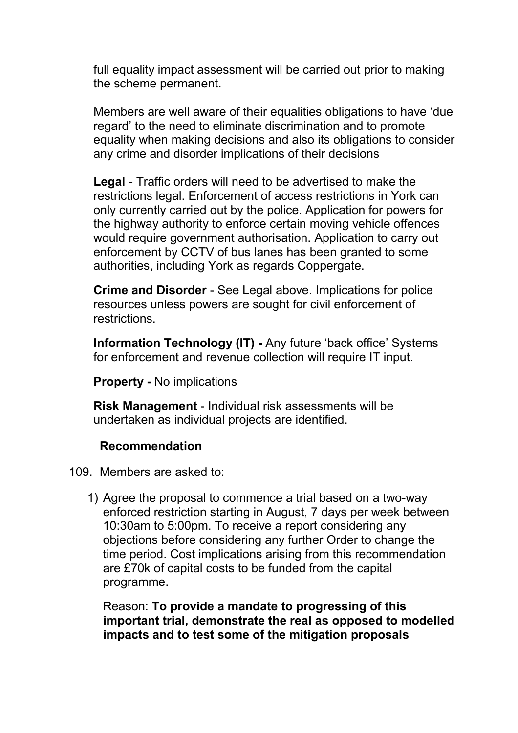full equality impact assessment will be carried out prior to making the scheme permanent.

Members are well aware of their equalities obligations to have 'due regard' to the need to eliminate discrimination and to promote equality when making decisions and also its obligations to consider any crime and disorder implications of their decisions

**Legal** - Traffic orders will need to be advertised to make the restrictions legal. Enforcement of access restrictions in York can only currently carried out by the police. Application for powers for the highway authority to enforce certain moving vehicle offences would require government authorisation. Application to carry out enforcement by CCTV of bus lanes has been granted to some authorities, including York as regards Coppergate.

**Crime and Disorder** - See Legal above. Implications for police resources unless powers are sought for civil enforcement of restrictions.

**Information Technology (IT) -** Any future 'back office' Systems for enforcement and revenue collection will require IT input.

**Property -** No implications

**Risk Management** - Individual risk assessments will be undertaken as individual projects are identified.

**Recommendation**

109. Members are asked to:

1) Agree the proposal to commence a trial based on a two-way enforced restriction starting in August, 7 days per week between 10:30am to 5:00pm. To receive a report considering any objections before considering any further Order to change the time period. Cost implications arising from this recommendation are £70k of capital costs to be funded from the capital programme.

   Reason: **To provide a mandate to progressing of this important trial, demonstrate the real as opposed to modelled impacts and to test some of the mitigation proposals**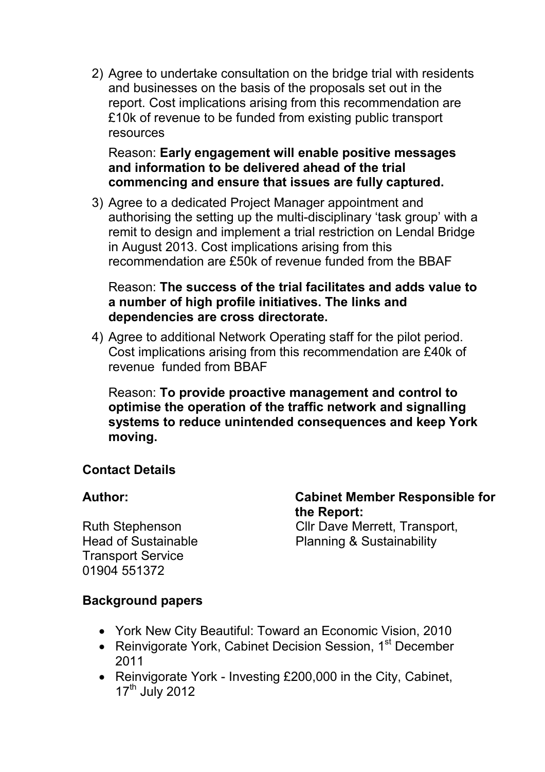2) Agree to undertake consultation on the bridge trial with residents and businesses on the basis of the proposals set out in the report. Cost implications arising from this recommendation are £10k of revenue to be funded from existing public transport resources

   Reason: **Early engagement will enable positive messages and information to be delivered ahead of the trial commencing and ensure that issues are fully captured.**

3) Agree to a dedicated Project Manager appointment and authorising the setting up the multi-disciplinary 'task group' with a remit to design and implement a trial restriction on Lendal Bridge in August 2013. Cost implications arising from this recommendation are £50k of revenue funded from the BBAF

   Reason: **The success of the trial facilitates and adds value to a number of high profile initiatives. The links and dependencies are cross directorate.**

4) Agree to additional Network Operating staff for the pilot period. Cost implications arising from this recommendation are £40k of revenue funded from BBAF

   Reason: **To provide proactive management and control to optimise the operation of the traffic network and signalling systems to reduce unintended consequences and keep York moving.**

## Contact Details

**Author:**

Ruth Stephenson
Head of Sustainable Transport Service
01904 551372

**Cabinet Member Responsible for the Report:**

Cllr Dave Merrett, Transport, Planning & Sustainability

## Background papers

- York New City Beautiful: Toward an Economic Vision, 2010
- Reinvigorate York, Cabinet Decision Session, 1st December 2011
- Reinvigorate York - Investing £200,000 in the City, Cabinet, 17th July 2012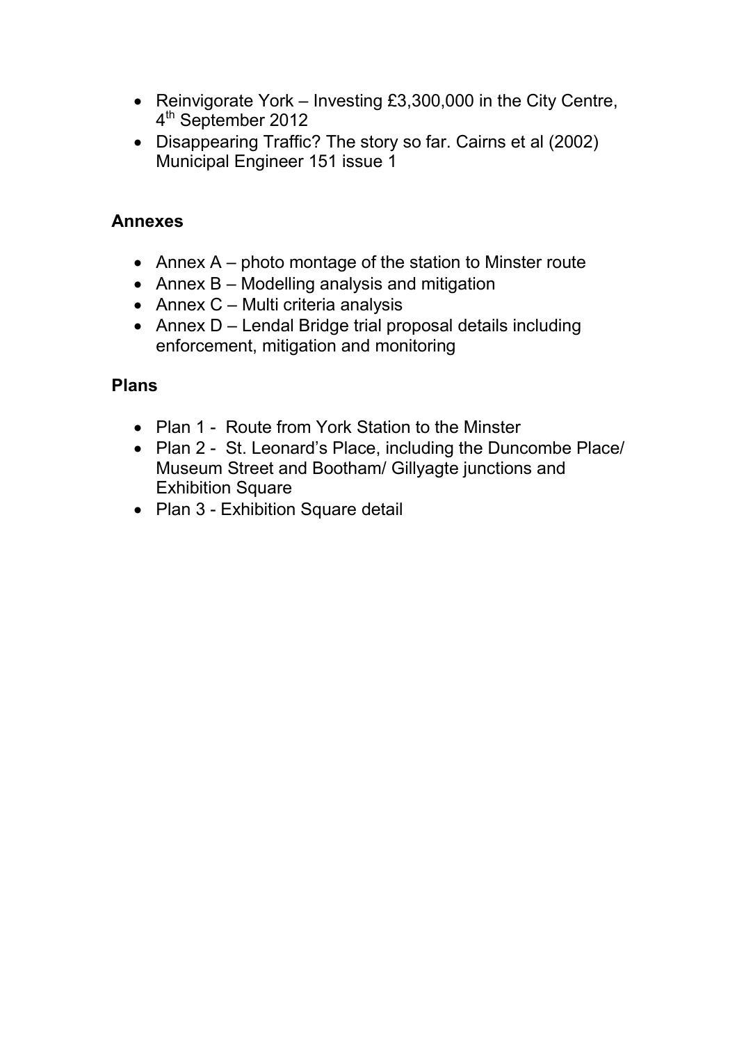- Reinvigorate York – Investing £3,300,000 in the City Centre, 4th September 2012
- Disappearing Traffic? The story so far. Cairns et al (2002) Municipal Engineer 151 issue 1

**Annexes**

- Annex A – photo montage of the station to Minster route
- Annex B – Modelling analysis and mitigation
- Annex C – Multi criteria analysis
- Annex D – Lendal Bridge trial proposal details including enforcement, mitigation and monitoring

**Plans**

- Plan 1 - Route from York Station to the Minster
- Plan 2 - St. Leonard's Place, including the Duncombe Place/ Museum Street and Bootham/ Gillyagte junctions and Exhibition Square
- Plan 3 - Exhibition Square detail